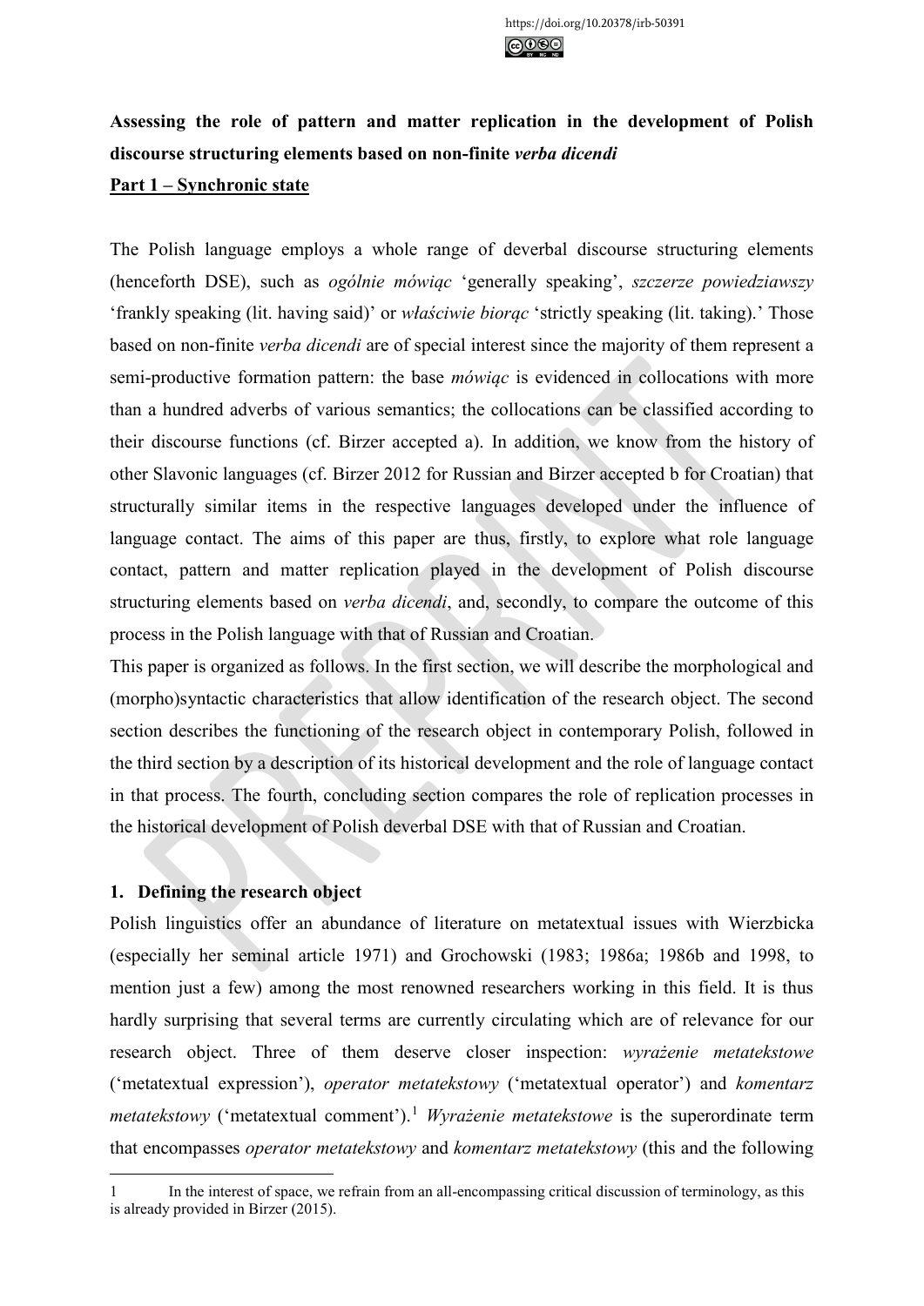https://doi.org/10.20378/irb-50391

**Assessing the role of pattern and matter replication in the development of Polish discourse structuring elements based on non-finite *verba dicendi***

**<u>Part 1 – Synchronic state</u>**

The Polish language employs a whole range of deverbal discourse structuring elements (henceforth DSE), such as *ogólnie mówiąc* 'generally speaking', *szczerze powiedziawszy* 'frankly speaking (lit. having said)' or *właściwie biorąc* 'strictly speaking (lit. taking).' Those based on non-finite *verba dicendi* are of special interest since the majority of them represent a semi-productive formation pattern: the base *mówiąc* is evidenced in collocations with more than a hundred adverbs of various semantics; the collocations can be classified according to their discourse functions (cf. Birzer accepted a). In addition, we know from the history of other Slavonic languages (cf. Birzer 2012 for Russian and Birzer accepted b for Croatian) that structurally similar items in the respective languages developed under the influence of language contact. The aims of this paper are thus, firstly, to explore what role language contact, pattern and matter replication played in the development of Polish discourse structuring elements based on *verba dicendi*, and, secondly, to compare the outcome of this process in the Polish language with that of Russian and Croatian.

This paper is organized as follows. In the first section, we will describe the morphological and (morpho)syntactic characteristics that allow identification of the research object. The second section describes the functioning of the research object in contemporary Polish, followed in the third section by a description of its historical development and the role of language contact in that process. The fourth, concluding section compares the role of replication processes in the historical development of Polish deverbal DSE with that of Russian and Croatian.

## 1. Defining the research object

Polish linguistics offer an abundance of literature on metatextual issues with Wierzbicka (especially her seminal article 1971) and Grochowski (1983; 1986a; 1986b and 1998, to mention just a few) among the most renowned researchers working in this field. It is thus hardly surprising that several terms are currently circulating which are of relevance for our research object. Three of them deserve closer inspection: *wyrażenie metatekstowe* ('metatextual expression'), *operator metatekstowy* ('metatextual operator') and *komentarz metatekstowy* ('metatextual comment').[1] *Wyrażenie metatekstowe* is the superordinate term that encompasses *operator metatekstowy* and *komentarz metatekstowy* (this and the following

---

1 In the interest of space, we refrain from an all-encompassing critical discussion of terminology, as this is already provided in Birzer (2015).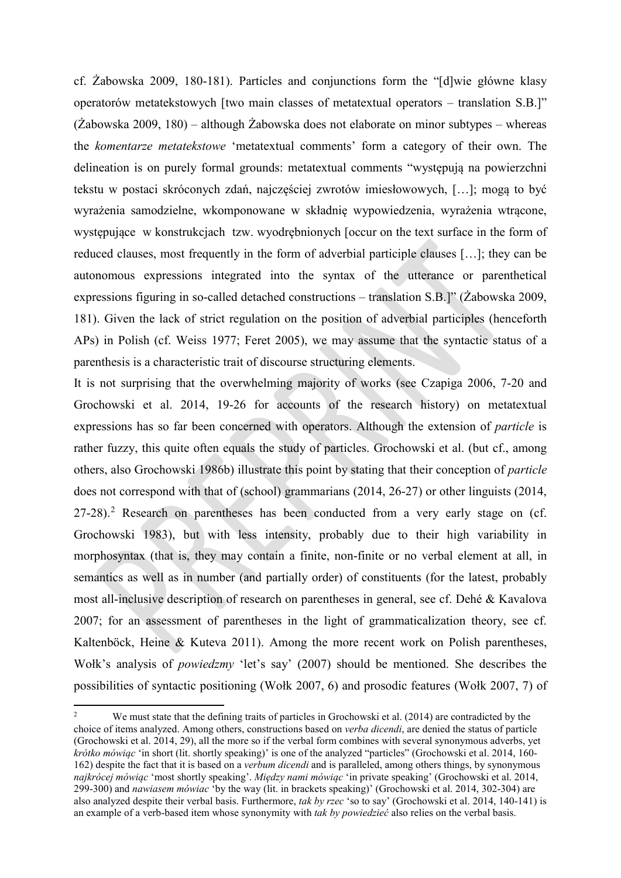cf. Żabowska 2009, 180-181). Particles and conjunctions form the "[d]wie główne klasy operatorów metatekstowych [two main classes of metatextual operators – translation S.B.]" (Żabowska 2009, 180) – although Żabowska does not elaborate on minor subtypes – whereas the *komentarze metatekstowe* 'metatextual comments' form a category of their own. The delineation is on purely formal grounds: metatextual comments "występują na powierzchni tekstu w postaci skróconych zdań, najczęściej zwrotów imiesłowowych, […]; mogą to być wyrażenia samodzielne, wkomponowane w składnię wypowiedzenia, wyrażenia wtrącone, występujące w konstrukcjach tzw. wyodrębnionych [occur on the text surface in the form of reduced clauses, most frequently in the form of adverbial participle clauses […]; they can be autonomous expressions integrated into the syntax of the utterance or parenthetical expressions figuring in so-called detached constructions – translation S.B.]" (Żabowska 2009, 181). Given the lack of strict regulation on the position of adverbial participles (henceforth APs) in Polish (cf. Weiss 1977; Feret 2005), we may assume that the syntactic status of a parenthesis is a characteristic trait of discourse structuring elements.

It is not surprising that the overwhelming majority of works (see Czapiga 2006, 7-20 and Grochowski et al. 2014, 19-26 for accounts of the research history) on metatextual expressions has so far been concerned with operators. Although the extension of *particle* is rather fuzzy, this quite often equals the study of particles. Grochowski et al. (but cf., among others, also Grochowski 1986b) illustrate this point by stating that their conception of *particle* does not correspond with that of (school) grammarians (2014, 26-27) or other linguists (2014, 27-28).[2] Research on parentheses has been conducted from a very early stage on (cf. Grochowski 1983), but with less intensity, probably due to their high variability in morphosyntax (that is, they may contain a finite, non-finite or no verbal element at all, in semantics as well as in number (and partially order) of constituents (for the latest, probably most all-inclusive description of research on parentheses in general, see cf. Dehé & Kavalova 2007; for an assessment of parentheses in the light of grammaticalization theory, see cf. Kaltenböck, Heine & Kuteva 2011). Among the more recent work on Polish parentheses, Wołk's analysis of *powiedzmy* 'let's say' (2007) should be mentioned. She describes the possibilities of syntactic positioning (Wołk 2007, 6) and prosodic features (Wołk 2007, 7) of

---

[2] We must state that the defining traits of particles in Grochowski et al. (2014) are contradicted by the choice of items analyzed. Among others, constructions based on *verba dicendi*, are denied the status of particle (Grochowski et al. 2014, 29), all the more so if the verbal form combines with several synonymous adverbs, yet *krótko mówiąc* 'in short (lit. shortly speaking)' is one of the analyzed "particles" (Grochowski et al. 2014, 160-162) despite the fact that it is based on a *verbum dicendi* and is paralleled, among others things, by synonymous *najkrócej mówiąc* 'most shortly speaking'. *Między nami mówiąc* 'in private speaking' (Grochowski et al. 2014, 299-300) and *nawiasem mówiac* 'by the way (lit. in brackets speaking)' (Grochowski et al. 2014, 302-304) are also analyzed despite their verbal basis. Furthermore, *tak by rzec* 'so to say' (Grochowski et al. 2014, 140-141) is an example of a verb-based item whose synonymity with *tak by powiedzieć* also relies on the verbal basis.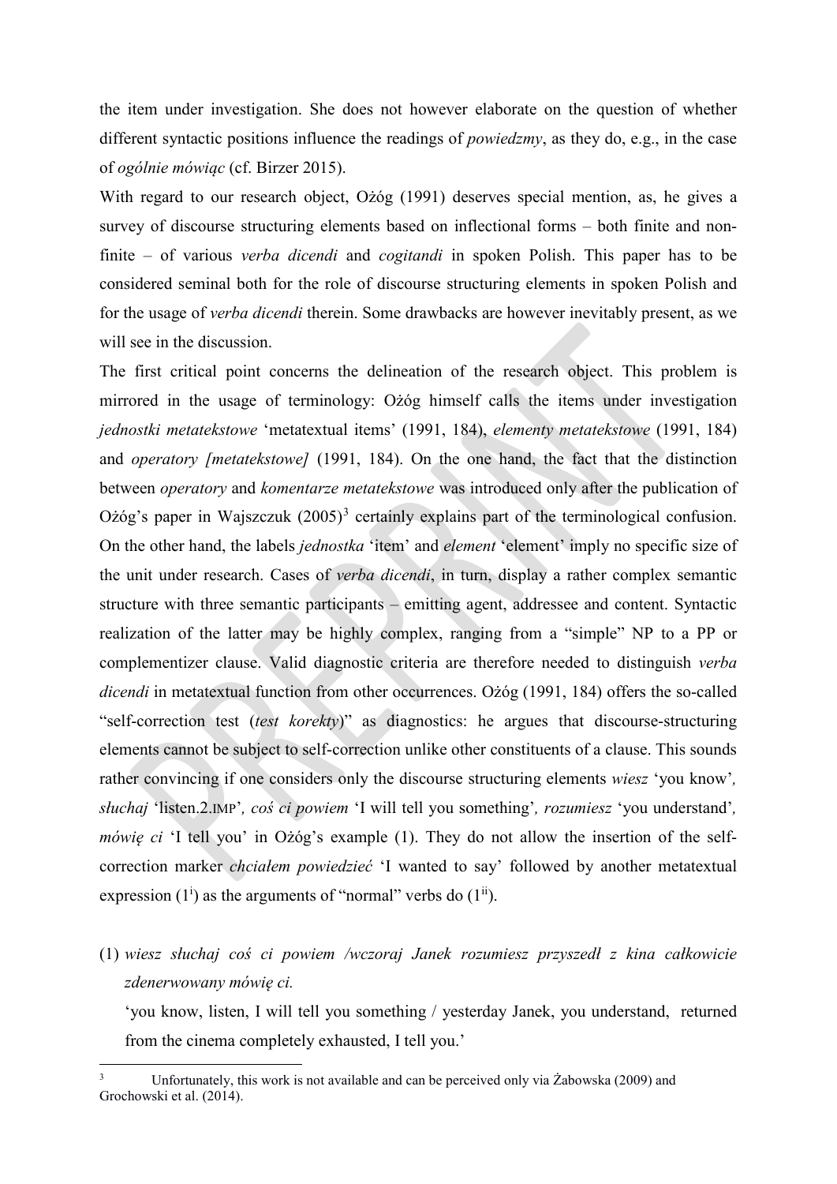the item under investigation. She does not however elaborate on the question of whether different syntactic positions influence the readings of *powiedzmy*, as they do, e.g., in the case of *ogólnie mówiąc* (cf. Birzer 2015).

With regard to our research object, Ożóg (1991) deserves special mention, as, he gives a survey of discourse structuring elements based on inflectional forms – both finite and non-finite – of various *verba dicendi* and *cogitandi* in spoken Polish. This paper has to be considered seminal both for the role of discourse structuring elements in spoken Polish and for the usage of *verba dicendi* therein. Some drawbacks are however inevitably present, as we will see in the discussion.

The first critical point concerns the delineation of the research object. This problem is mirrored in the usage of terminology: Ożóg himself calls the items under investigation *jednostki metatekstowe* 'metatextual items' (1991, 184), *elementy metatekstowe* (1991, 184) and *operatory [metatekstowe]* (1991, 184). On the one hand, the fact that the distinction between *operatory* and *komentarze metatekstowe* was introduced only after the publication of Ożóg's paper in Wajszczuk (2005)[3] certainly explains part of the terminological confusion. On the other hand, the labels *jednostka* 'item' and *element* 'element' imply no specific size of the unit under research. Cases of *verba dicendi*, in turn, display a rather complex semantic structure with three semantic participants – emitting agent, addressee and content. Syntactic realization of the latter may be highly complex, ranging from a "simple" NP to a PP or complementizer clause. Valid diagnostic criteria are therefore needed to distinguish *verba dicendi* in metatextual function from other occurrences. Ożóg (1991, 184) offers the so-called "self-correction test (*test korekty*)" as diagnostics: he argues that discourse-structuring elements cannot be subject to self-correction unlike other constituents of a clause. This sounds rather convincing if one considers only the discourse structuring elements *wiesz* 'you know'*, słuchaj* 'listen.2.IMP'*, coś ci powiem* 'I will tell you something'*, rozumiesz* 'you understand'*, mówię ci* 'I tell you' in Ożóg's example (1). They do not allow the insertion of the self-correction marker *chciałem powiedzieć* 'I wanted to say' followed by another metatextual expression ($1^{i}$) as the arguments of "normal" verbs do ($1^{ii}$).

(1) *wiesz słuchaj coś ci powiem /wczoraj Janek rozumiesz przyszedł z kina całkowicie zdenerwowany mówię ci.*
'you know, listen, I will tell you something / yesterday Janek, you understand, returned from the cinema completely exhausted, I tell you.'

---

[3] Unfortunately, this work is not available and can be perceived only via Żabowska (2009) and Grochowski et al. (2014).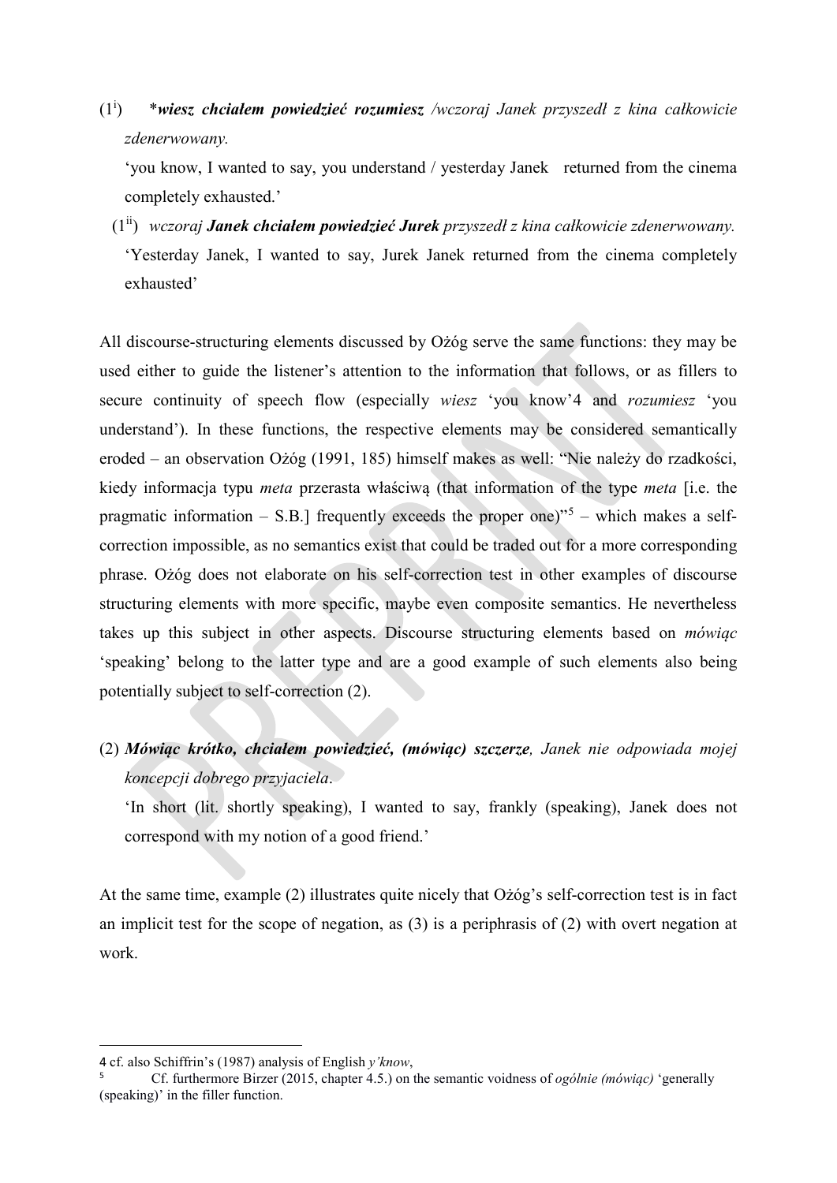(1[i]) *_**wiesz chciałem powiedzieć rozumiesz**_ */wczoraj Janek przyszedł z kina całkowicie zdenerwowany.*

'you know, I wanted to say, you understand / yesterday Janek returned from the cinema completely exhausted.'

(1[ii]) *wczoraj* _**Janek chciałem powiedzieć Jurek**_ *przyszedł z kina całkowicie zdenerwowany.*

'Yesterday Janek, I wanted to say, Jurek Janek returned from the cinema completely exhausted'

All discourse-structuring elements discussed by Ożóg serve the same functions: they may be used either to guide the listener's attention to the information that follows, or as fillers to secure continuity of speech flow (especially *wiesz* 'you know'4 and *rozumiesz* 'you understand'). In these functions, the respective elements may be considered semantically eroded – an observation Ożóg (1991, 185) himself makes as well: "Nie należy do rzadkości, kiedy informacja typu *meta* przerasta właściwą (that information of the type *meta* [i.e. the pragmatic information – S.B.] frequently exceeds the proper one)"[5] – which makes a self-correction impossible, as no semantics exist that could be traded out for a more corresponding phrase. Ożóg does not elaborate on his self-correction test in other examples of discourse structuring elements with more specific, maybe even composite semantics. He nevertheless takes up this subject in other aspects. Discourse structuring elements based on *mówiąc* 'speaking' belong to the latter type and are a good example of such elements also being potentially subject to self-correction (2).

(2) _**Mówiąc krótko, chciałem powiedzieć, (mówiąc) szczerze**_*, Janek nie odpowiada mojej koncepcji dobrego przyjaciela*.

'In short (lit. shortly speaking), I wanted to say, frankly (speaking), Janek does not correspond with my notion of a good friend.'

At the same time, example (2) illustrates quite nicely that Ożóg's self-correction test is in fact an implicit test for the scope of negation, as (3) is a periphrasis of (2) with overt negation at work.

---

4 cf. also Schiffrin's (1987) analysis of English *y'know*,

5 Cf. furthermore Birzer (2015, chapter 4.5.) on the semantic voidness of *ogólnie (mówiąc)* 'generally (speaking)' in the filler function.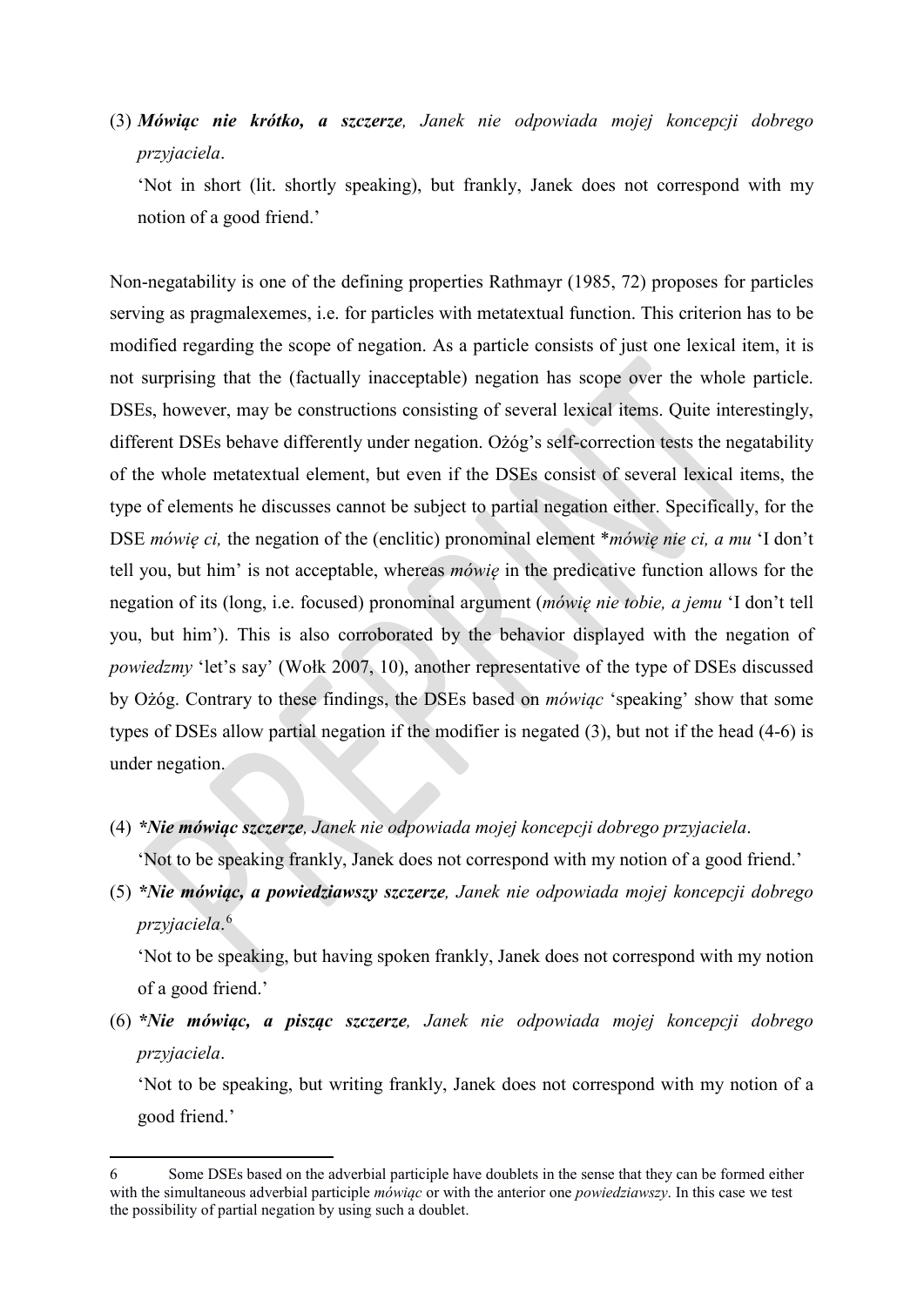(3) ***Mówiąc nie krótko, a szczerze**, Janek nie odpowiada mojej koncepcji dobrego przyjaciela*.

'Not in short (lit. shortly speaking), but frankly, Janek does not correspond with my notion of a good friend.'

Non-negatability is one of the defining properties Rathmayr (1985, 72) proposes for particles serving as pragmalexemes, i.e. for particles with metatextual function. This criterion has to be modified regarding the scope of negation. As a particle consists of just one lexical item, it is not surprising that the (factually inacceptable) negation has scope over the whole particle. DSEs, however, may be constructions consisting of several lexical items. Quite interestingly, different DSEs behave differently under negation. Ożóg's self-correction tests the negatability of the whole metatextual element, but even if the DSEs consist of several lexical items, the type of elements he discusses cannot be subject to partial negation either. Specifically, for the DSE *mówię ci,* the negation of the (enclitic) pronominal element **mówię nie ci, a mu* 'I don't tell you, but him' is not acceptable, whereas *mówię* in the predicative function allows for the negation of its (long, i.e. focused) pronominal argument (*mówię nie tobie, a jemu* 'I don't tell you, but him'). This is also corroborated by the behavior displayed with the negation of *powiedzmy* 'let's say' (Wołk 2007, 10), another representative of the type of DSEs discussed by Ożóg. Contrary to these findings, the DSEs based on *mówiąc* 'speaking' show that some types of DSEs allow partial negation if the modifier is negated (3), but not if the head (4-6) is under negation.

(4) ***\*Nie mówiąc szczerze**, Janek nie odpowiada mojej koncepcji dobrego przyjaciela*.

'Not to be speaking frankly, Janek does not correspond with my notion of a good friend.'

(5) ***\*Nie mówiąc, a powiedziawszy szczerze**, Janek nie odpowiada mojej koncepcji dobrego przyjaciela*.[6]

'Not to be speaking, but having spoken frankly, Janek does not correspond with my notion of a good friend.'

(6) ***\*Nie mówiąc, a pisząc szczerze**, Janek nie odpowiada mojej koncepcji dobrego przyjaciela*.

'Not to be speaking, but writing frankly, Janek does not correspond with my notion of a good friend.'

---

6 Some DSEs based on the adverbial participle have doublets in the sense that they can be formed either with the simultaneous adverbial participle *mówiąc* or with the anterior one *powiedziawszy*. In this case we test the possibility of partial negation by using such a doublet.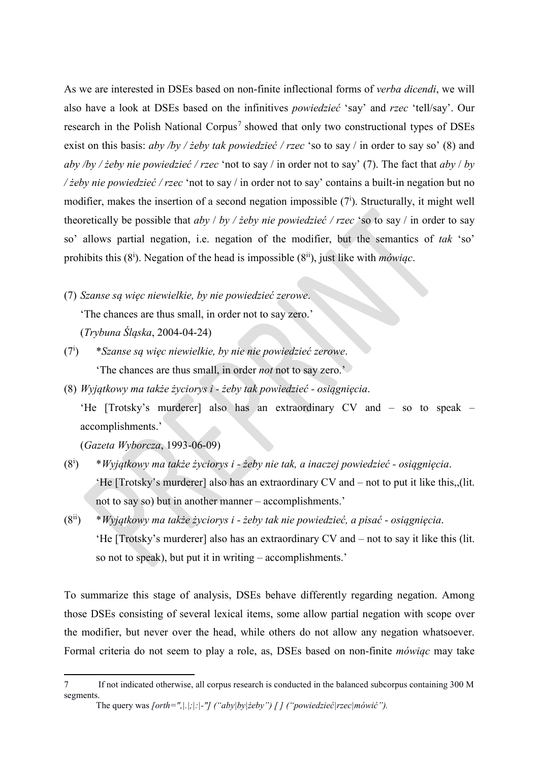As we are interested in DSEs based on non-finite inflectional forms of *verba dicendi*, we will also have a look at DSEs based on the infinitives *powiedzieć* 'say' and *rzec* 'tell/say'. Our research in the Polish National Corpus[7] showed that only two constructional types of DSEs exist on this basis: *aby /by / żeby tak powiedzieć / rzec* 'so to say / in order to say so' (8) and *aby /by / żeby nie powiedzieć / rzec* 'not to say / in order not to say' (7). The fact that *aby* / *by / żeby nie powiedzieć / rzec* 'not to say / in order not to say' contains a built-in negation but no modifier, makes the insertion of a second negation impossible (7[i]). Structurally, it might well theoretically be possible that *aby* / *by / żeby nie powiedzieć / rzec* 'so to say / in order to say so' allows partial negation, i.e. negation of the modifier, but the semantics of *tak* 'so' prohibits this (8[i]). Negation of the head is impossible (8[ii]), just like with *mówiąc*.

(7) *Szanse są więc niewielkie, by nie powiedzieć zerowe*.
    'The chances are thus small, in order not to say zero.'
    (*Trybuna Śląska*, 2004-04-24)

(7[i]) \**Szanse są więc niewielkie, by nie nie powiedzieć zerowe*.
    'The chances are thus small, in order *not* not to say zero.'

(8) *Wyjątkowy ma także życiorys i - żeby tak powiedzieć - osiągnięcia*.
    'He [Trotsky's murderer] also has an extraordinary CV and – so to speak – accomplishments.'
    (*Gazeta Wyborcza*, 1993-06-09)

(8[i]) \**Wyjątkowy ma także życiorys i - żeby nie tak, a inaczej powiedzieć - osiągnięcia*.
    'He [Trotsky's murderer] also has an extraordinary CV and – not to put it like this,,(lit. not to say so) but in another manner – accomplishments.'

(8[ii]) \**Wyjątkowy ma także życiorys i - żeby tak nie powiedzieć, a pisać - osiągnięcia*.
    'He [Trotsky's murderer] also has an extraordinary CV and – not to say it like this (lit. so not to speak), but put it in writing – accomplishments.'

To summarize this stage of analysis, DSEs behave differently regarding negation. Among those DSEs consisting of several lexical items, some allow partial negation with scope over the modifier, but never over the head, while others do not allow any negation whatsoever. Formal criteria do not seem to play a role, as, DSEs based on non-finite *mówiąc* may take

---

7 If not indicated otherwise, all corpus research is conducted in the balanced subcorpus containing 300 M segments.
The query was *[orth=",|.|;|:|-"] ("aby|by|żeby") [ ] ("powiedzieć|rzec|mówić").*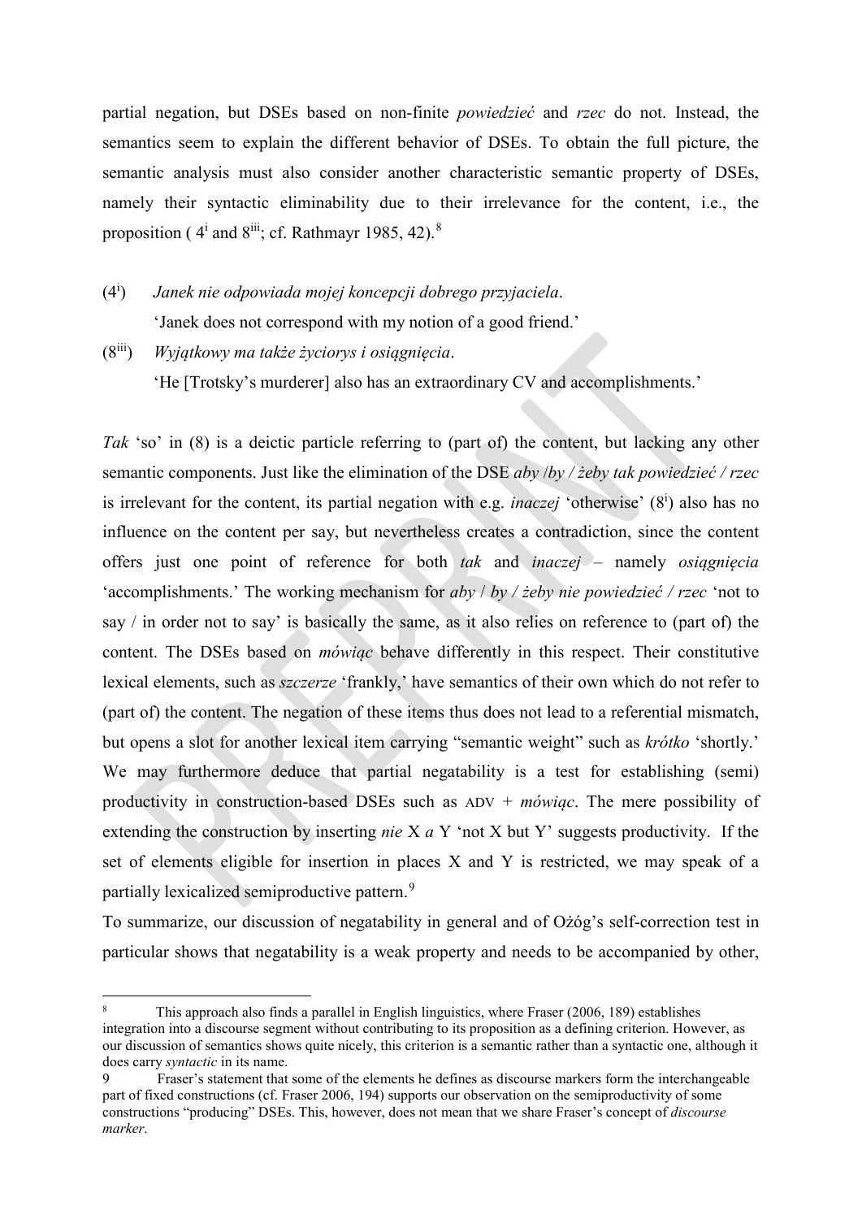partial negation, but DSEs based on non-finite *powiedzieć* and *rzec* do not. Instead, the semantics seem to explain the different behavior of DSEs. To obtain the full picture, the semantic analysis must also consider another characteristic semantic property of DSEs, namely their syntactic eliminability due to their irrelevance for the content, i.e., the proposition ( 4[i] and 8[iii]; cf. Rathmayr 1985, 42).[8]

(4[i]) *Janek nie odpowiada mojej koncepcji dobrego przyjaciela*.
'Janek does not correspond with my notion of a good friend.'

(8[iii]) *Wyjątkowy ma także życiorys i osiągnięcia*.
'He [Trotsky's murderer] also has an extraordinary CV and accomplishments.'

*Tak* 'so' in (8) is a deictic particle referring to (part of) the content, but lacking any other semantic components. Just like the elimination of the DSE *aby* /*by / żeby tak powiedzieć / rzec* is irrelevant for the content, its partial negation with e.g. *inaczej* 'otherwise' (8[i]) also has no influence on the content per say, but nevertheless creates a contradiction, since the content offers just one point of reference for both *tak* and *inaczej* – namely *osiągnięcia* 'accomplishments.' The working mechanism for *aby* / *by / żeby nie powiedzieć / rzec* 'not to say / in order not to say' is basically the same, as it also relies on reference to (part of) the content. The DSEs based on *mówiąc* behave differently in this respect. Their constitutive lexical elements, such as *szczerze* 'frankly,' have semantics of their own which do not refer to (part of) the content. The negation of these items thus does not lead to a referential mismatch, but opens a slot for another lexical item carrying "semantic weight" such as *krótko* 'shortly.' We may furthermore deduce that partial negatability is a test for establishing (semi) productivity in construction-based DSEs such as ADV + *mówiąc*. The mere possibility of extending the construction by inserting *nie* X *a* Y 'not X but Y' suggests productivity. If the set of elements eligible for insertion in places X and Y is restricted, we may speak of a partially lexicalized semiproductive pattern.[9]

To summarize, our discussion of negatability in general and of Ożóg's self-correction test in particular shows that negatability is a weak property and needs to be accompanied by other,

---

[8] This approach also finds a parallel in English linguistics, where Fraser (2006, 189) establishes integration into a discourse segment without contributing to its proposition as a defining criterion. However, as our discussion of semantics shows quite nicely, this criterion is a semantic rather than a syntactic one, although it does carry *syntactic* in its name.

[9] Fraser's statement that some of the elements he defines as discourse markers form the interchangeable part of fixed constructions (cf. Fraser 2006, 194) supports our observation on the semiproductivity of some constructions "producing" DSEs. This, however, does not mean that we share Fraser's concept of *discourse marker*.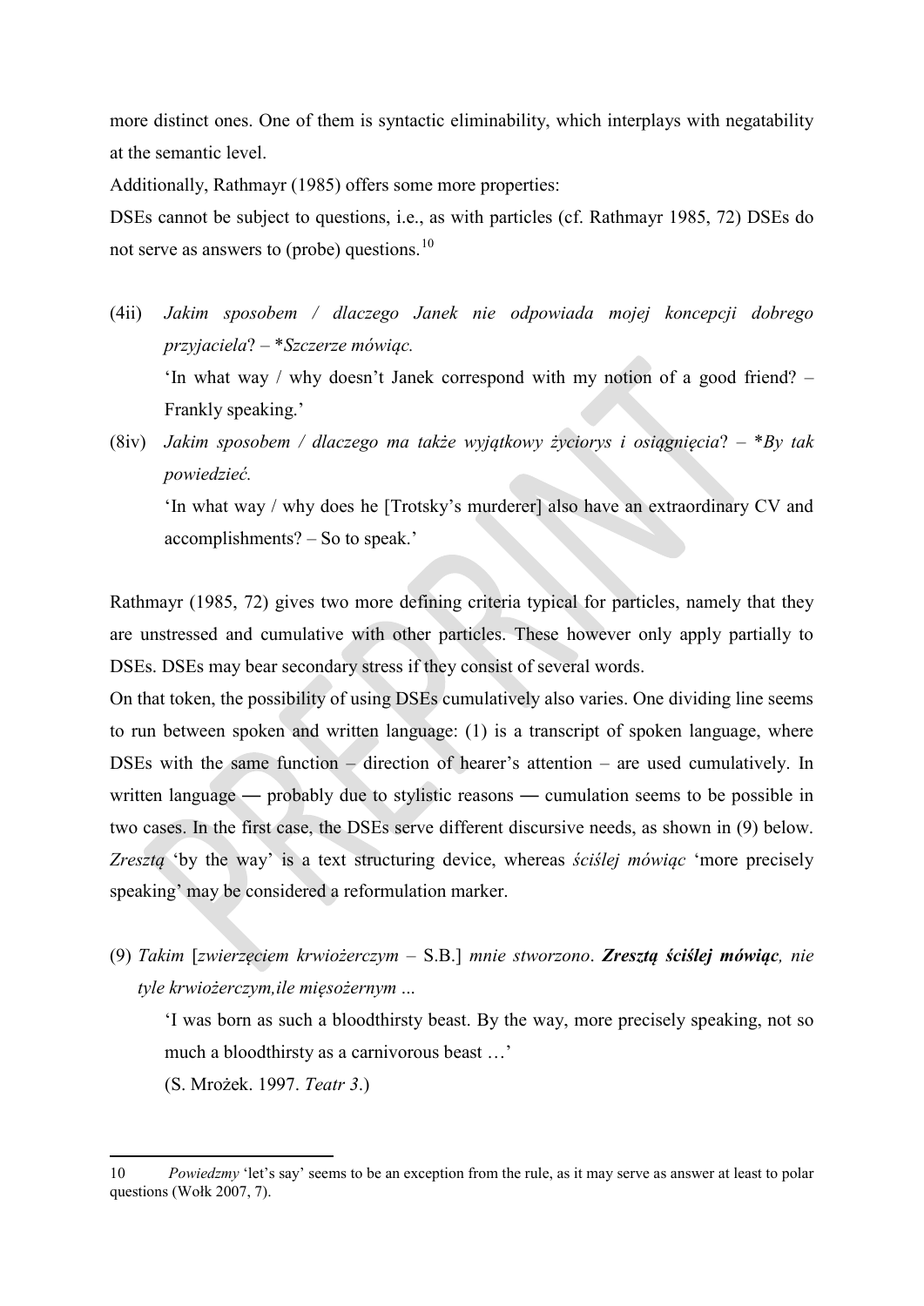more distinct ones. One of them is syntactic eliminability, which interplays with negatability at the semantic level.

Additionally, Rathmayr (1985) offers some more properties:

DSEs cannot be subject to questions, i.e., as with particles (cf. Rathmayr 1985, 72) DSEs do not serve as answers to (probe) questions.[10]

(4ii) *Jakim sposobem / dlaczego Janek nie odpowiada mojej koncepcji dobrego przyjaciela*? – \**Szczerze mówiąc.*

'In what way / why doesn't Janek correspond with my notion of a good friend? – Frankly speaking.'

(8iv) *Jakim sposobem / dlaczego ma także wyjątkowy życiorys i osiągnięcia*? – \**By tak powiedzieć.*

'In what way / why does he [Trotsky's murderer] also have an extraordinary CV and accomplishments? – So to speak.'

Rathmayr (1985, 72) gives two more defining criteria typical for particles, namely that they are unstressed and cumulative with other particles. These however only apply partially to DSEs. DSEs may bear secondary stress if they consist of several words.

On that token, the possibility of using DSEs cumulatively also varies. One dividing line seems to run between spoken and written language: (1) is a transcript of spoken language, where DSEs with the same function – direction of hearer's attention – are used cumulatively. In written language ― probably due to stylistic reasons ― cumulation seems to be possible in two cases. In the first case, the DSEs serve different discursive needs, as shown in (9) below. *Zresztą* 'by the way' is a text structuring device, whereas *ściślej mówiąc* 'more precisely speaking' may be considered a reformulation marker.

(9) *Takim* [*zwierzęciem krwiożerczym* – S.B.] *mnie stworzono*. ***Zresztą ściślej mówiąc****, nie tyle krwiożerczym,ile mięsożernym …*

'I was born as such a bloodthirsty beast. By the way, more precisely speaking, not so much a bloodthirsty as a carnivorous beast …'

(S. Mrożek. 1997. *Teatr 3*.)

---

10 *Powiedzmy* 'let's say' seems to be an exception from the rule, as it may serve as answer at least to polar questions (Wołk 2007, 7).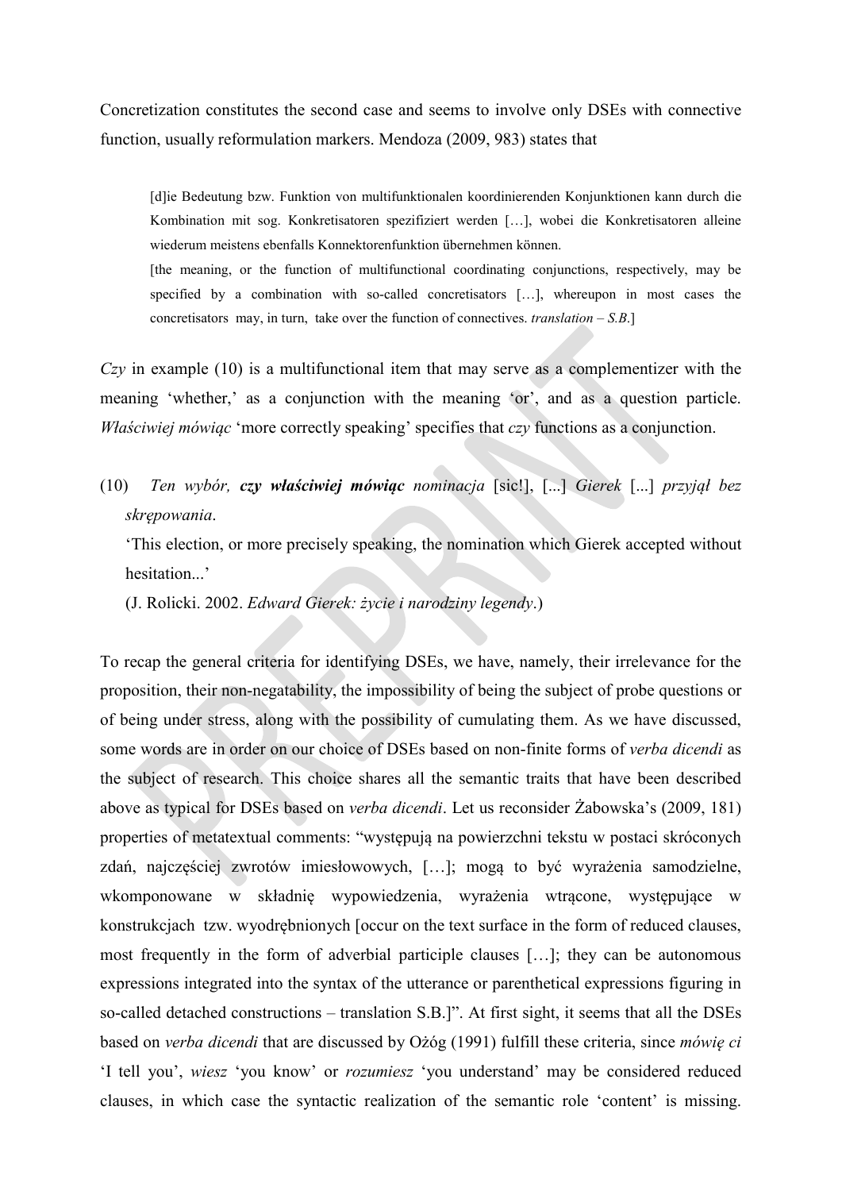Concretization constitutes the second case and seems to involve only DSEs with connective function, usually reformulation markers. Mendoza (2009, 983) states that

> [d]ie Bedeutung bzw. Funktion von multifunktionalen koordinierenden Konjunktionen kann durch die Kombination mit sog. Konkretisatoren spezifiziert werden […], wobei die Konkretisatoren alleine wiederum meistens ebenfalls Konnektorenfunktion übernehmen können.
> [the meaning, or the function of multifunctional coordinating conjunctions, respectively, may be specified by a combination with so-called concretisators […], whereupon in most cases the concretisators may, in turn, take over the function of connectives. *translation – S.B.*]

*Czy* in example (10) is a multifunctional item that may serve as a complementizer with the meaning 'whether,' as a conjunction with the meaning 'or', and as a question particle. *Właściwiej mówiąc* 'more correctly speaking' specifies that *czy* functions as a conjunction.

(10) *Ten wybór,* ***czy właściwiej mówiąc*** *nominacja* [sic!], [...] *Gierek* [...] *przyjął bez skrępowania*.
'This election, or more precisely speaking, the nomination which Gierek accepted without hesitation...'
(J. Rolicki. 2002. *Edward Gierek: życie i narodziny legendy*.)

To recap the general criteria for identifying DSEs, we have, namely, their irrelevance for the proposition, their non-negatability, the impossibility of being the subject of probe questions or of being under stress, along with the possibility of cumulating them. As we have discussed, some words are in order on our choice of DSEs based on non-finite forms of *verba dicendi* as the subject of research. This choice shares all the semantic traits that have been described above as typical for DSEs based on *verba dicendi*. Let us reconsider Żabowska's (2009, 181) properties of metatextual comments: "występują na powierzchni tekstu w postaci skróconych zdań, najczęściej zwrotów imiesłowowych, […]; mogą to być wyrażenia samodzielne, wkomponowane w składnię wypowiedzenia, wyrażenia wtrącone, występujące w konstrukcjach tzw. wyodrębnionych [occur on the text surface in the form of reduced clauses, most frequently in the form of adverbial participle clauses […]; they can be autonomous expressions integrated into the syntax of the utterance or parenthetical expressions figuring in so-called detached constructions – translation S.B.]". At first sight, it seems that all the DSEs based on *verba dicendi* that are discussed by Ożóg (1991) fulfill these criteria, since *mówię ci* 'I tell you', *wiesz* 'you know' or *rozumiesz* 'you understand' may be considered reduced clauses, in which case the syntactic realization of the semantic role 'content' is missing.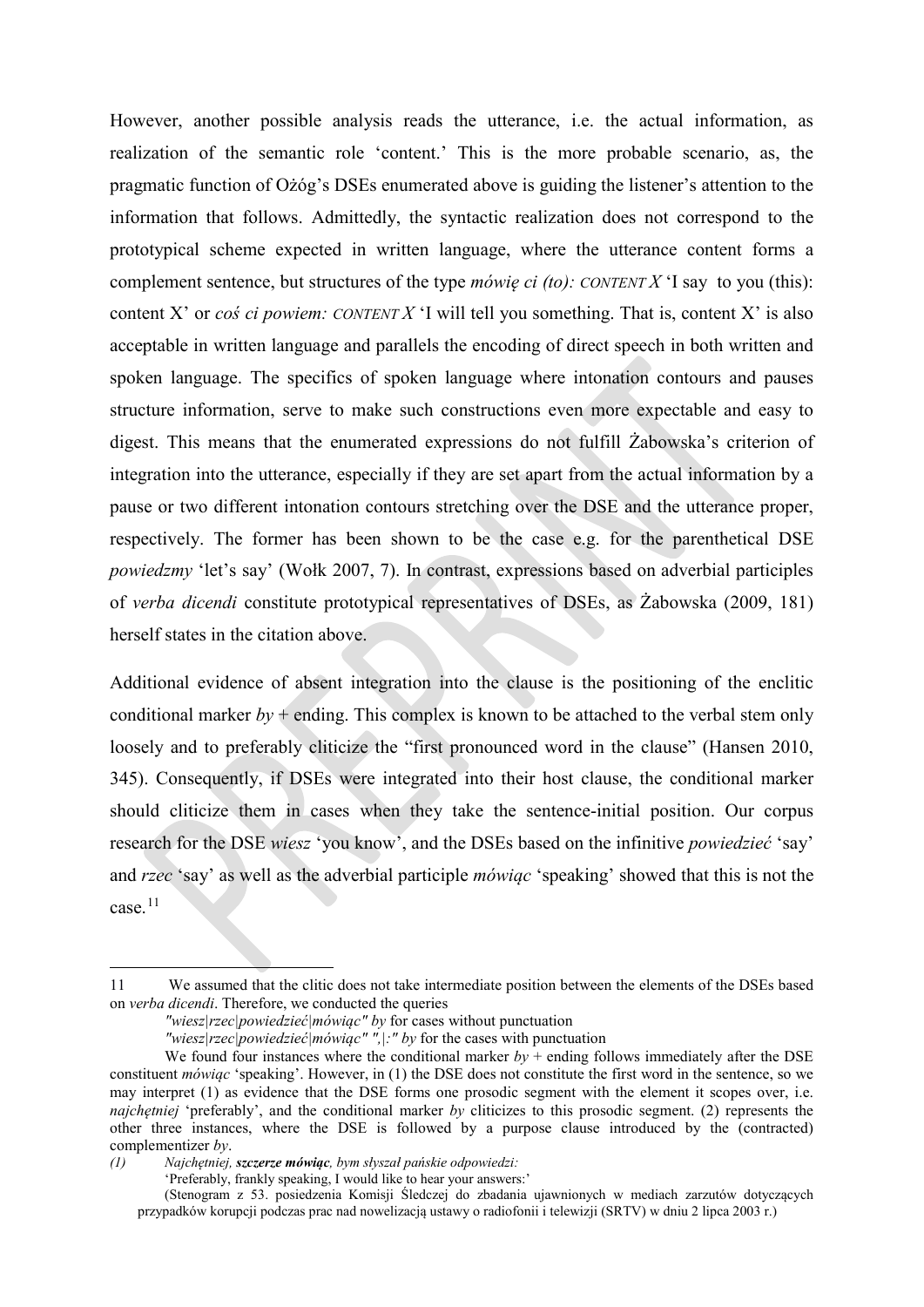However, another possible analysis reads the utterance, i.e. the actual information, as realization of the semantic role 'content.' This is the more probable scenario, as, the pragmatic function of Ożóg's DSEs enumerated above is guiding the listener's attention to the information that follows. Admittedly, the syntactic realization does not correspond to the prototypical scheme expected in written language, where the utterance content forms a complement sentence, but structures of the type *mówię ci (to): CONTENT X* 'I say to you (this): content X' or *coś ci powiem: CONTENT X* 'I will tell you something. That is, content X' is also acceptable in written language and parallels the encoding of direct speech in both written and spoken language. The specifics of spoken language where intonation contours and pauses structure information, serve to make such constructions even more expectable and easy to digest. This means that the enumerated expressions do not fulfill Żabowska's criterion of integration into the utterance, especially if they are set apart from the actual information by a pause or two different intonation contours stretching over the DSE and the utterance proper, respectively. The former has been shown to be the case e.g. for the parenthetical DSE *powiedzmy* 'let's say' (Wołk 2007, 7). In contrast, expressions based on adverbial participles of *verba dicendi* constitute prototypical representatives of DSEs, as Żabowska (2009, 181) herself states in the citation above.

Additional evidence of absent integration into the clause is the positioning of the enclitic conditional marker *by* + ending. This complex is known to be attached to the verbal stem only loosely and to preferably cliticize the "first pronounced word in the clause" (Hansen 2010, 345). Consequently, if DSEs were integrated into their host clause, the conditional marker should cliticize them in cases when they take the sentence-initial position. Our corpus research for the DSE *wiesz* 'you know', and the DSEs based on the infinitive *powiedzieć* 'say' and *rzec* 'say' as well as the adverbial participle *mówiąc* 'speaking' showed that this is not the case.[11]

---

11 We assumed that the clitic does not take intermediate position between the elements of the DSEs based on *verba dicendi*. Therefore, we conducted the queries

*"wiesz|rzec|powiedzieć|mówiąc" by* for cases without punctuation

*"wiesz|rzec|powiedzieć|mówiąc" ",|:" by* for the cases with punctuation

We found four instances where the conditional marker *by* + ending follows immediately after the DSE constituent *mówiąc* 'speaking'. However, in (1) the DSE does not constitute the first word in the sentence, so we may interpret (1) as evidence that the DSE forms one prosodic segment with the element it scopes over, i.e. *najchętniej* 'preferably', and the conditional marker *by* cliticizes to this prosodic segment. (2) represents the other three instances, where the DSE is followed by a purpose clause introduced by the (contracted) complementizer *by*.

*(1) Najchętniej, **szczerze mówiąc**, bym słyszał pańskie odpowiedzi:*

'Preferably, frankly speaking, I would like to hear your answers:'

(Stenogram z 53. posiedzenia Komisji Śledczej do zbadania ujawnionych w mediach zarzutów dotyczących przypadków korupcji podczas prac nad nowelizacją ustawy o radiofonii i telewizji (SRTV) w dniu 2 lipca 2003 r.)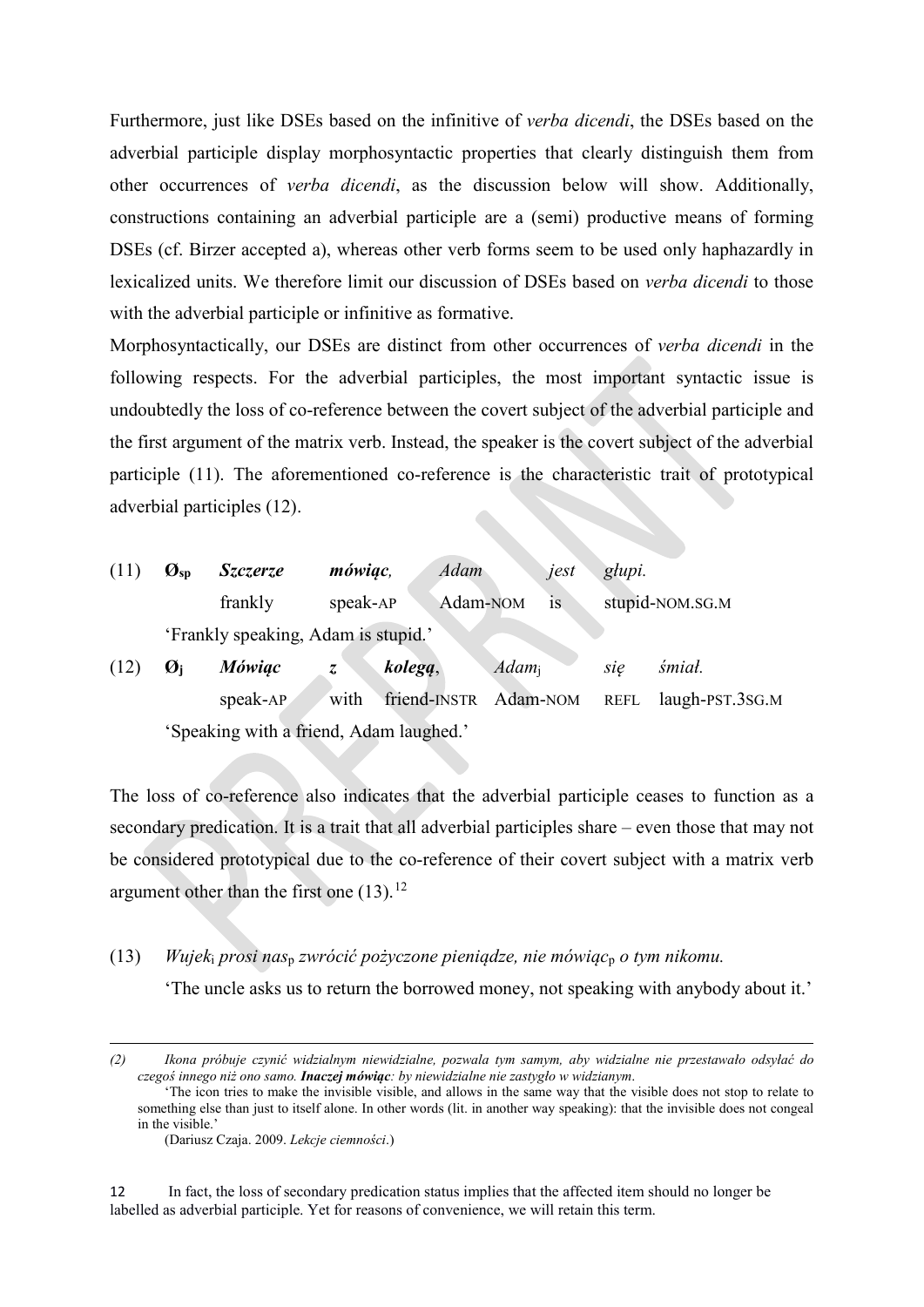Furthermore, just like DSEs based on the infinitive of *verba dicendi*, the DSEs based on the adverbial participle display morphosyntactic properties that clearly distinguish them from other occurrences of *verba dicendi*, as the discussion below will show. Additionally, constructions containing an adverbial participle are a (semi) productive means of forming DSEs (cf. Birzer accepted a), whereas other verb forms seem to be used only haphazardly in lexicalized units. We therefore limit our discussion of DSEs based on *verba dicendi* to those with the adverbial participle or infinitive as formative.

Morphosyntactically, our DSEs are distinct from other occurrences of *verba dicendi* in the following respects. For the adverbial participles, the most important syntactic issue is undoubtedly the loss of co-reference between the covert subject of the adverbial participle and the first argument of the matrix verb. Instead, the speaker is the covert subject of the adverbial participle (11). The aforementioned co-reference is the characteristic trait of prototypical adverbial participles (12).

(11) $\boldsymbol{Ø_{sp}}$ ***Szczerze*** ***mówiąc,*** *Adam* *jest* *głupi.*
frankly speak-AP Adam-NOM is stupid-NOM.SG.M
'Frankly speaking, Adam is stupid.'

(12) $\boldsymbol{Ø_{j}}$ ***Mówiąc*** ***z*** ***kolegą,*** *Adam*$_j$ *się* *śmiał.*
speak-AP with friend-INSTR Adam-NOM REFL laugh-PST.3SG.M
'Speaking with a friend, Adam laughed.'

The loss of co-reference also indicates that the adverbial participle ceases to function as a secondary predication. It is a trait that all adverbial participles share – even those that may not be considered prototypical due to the co-reference of their covert subject with a matrix verb argument other than the first one (13).[12]

(13) *Wujek*$_i$ *prosi nas*$_p$ *zwrócić pożyczone pieniądze, nie mówiąc*$_p$ *o tym nikomu.*
'The uncle asks us to return the borrowed money, not speaking with anybody about it.'

---

*(2) Ikona próbuje czynić widzialnym niewidzialne, pozwala tym samym, aby widzialne nie przestawało odsyłać do czegoś innego niż ono samo.* ***Inaczej mówiąc****: by niewidzialne nie zastygło w widzianym.*
'The icon tries to make the invisible visible, and allows in the same way that the visible does not stop to relate to something else than just to itself alone. In other words (lit. in another way speaking): that the invisible does not congeal in the visible.'
(Dariusz Czaja. 2009. *Lekcje ciemności*.)

12 In fact, the loss of secondary predication status implies that the affected item should no longer be labelled as adverbial participle. Yet for reasons of convenience, we will retain this term.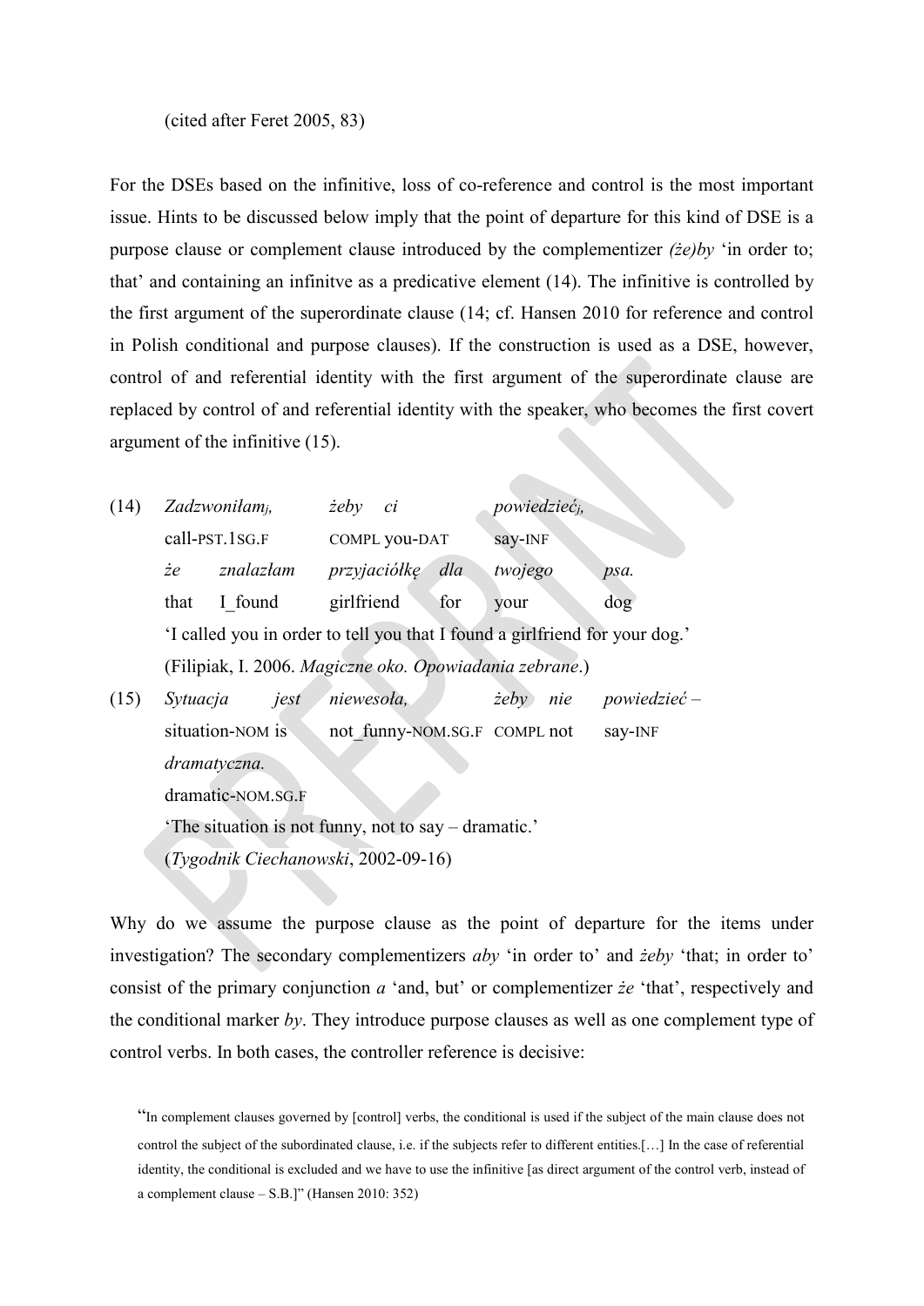(cited after Feret 2005, 83)

For the DSEs based on the infinitive, loss of co-reference and control is the most important issue. Hints to be discussed below imply that the point of departure for this kind of DSE is a purpose clause or complement clause introduced by the complementizer *(że)by* 'in order to; that' and containing an infinitve as a predicative element (14). The infinitive is controlled by the first argument of the superordinate clause (14; cf. Hansen 2010 for reference and control in Polish conditional and purpose clauses). If the construction is used as a DSE, however, control of and referential identity with the first argument of the superordinate clause are replaced by control of and referential identity with the speaker, who becomes the first covert argument of the infinitive (15).

(14) *Zadzwoniłam$_j$, żeby ci powiedzieć$_j$,*
call-PST.1SG.F COMPL you-DAT say-INF
*że znalazłam przyjaciółkę dla twojego psa.*
that I_found girlfriend for your dog
'I called you in order to tell you that I found a girlfriend for your dog.'
(Filipiak, I. 2006. *Magiczne oko. Opowiadania zebrane*.)

(15) *Sytuacja jest niewesoła, żeby nie powiedzieć –*
situation-NOM is not_funny-NOM.SG.F COMPL not say-INF
*dramatyczna.*
dramatic-NOM.SG.F
'The situation is not funny, not to say – dramatic.'
(*Tygodnik Ciechanowski*, 2002-09-16)

Why do we assume the purpose clause as the point of departure for the items under investigation? The secondary complementizers *aby* 'in order to' and *żeby* 'that; in order to' consist of the primary conjunction *a* 'and, but' or complementizer *że* 'that', respectively and the conditional marker *by*. They introduce purpose clauses as well as one complement type of control verbs. In both cases, the controller reference is decisive:

> "In complement clauses governed by [control] verbs, the conditional is used if the subject of the main clause does not control the subject of the subordinated clause, i.e. if the subjects refer to different entities.[…] In the case of referential identity, the conditional is excluded and we have to use the infinitive [as direct argument of the control verb, instead of a complement clause – S.B.]" (Hansen 2010: 352)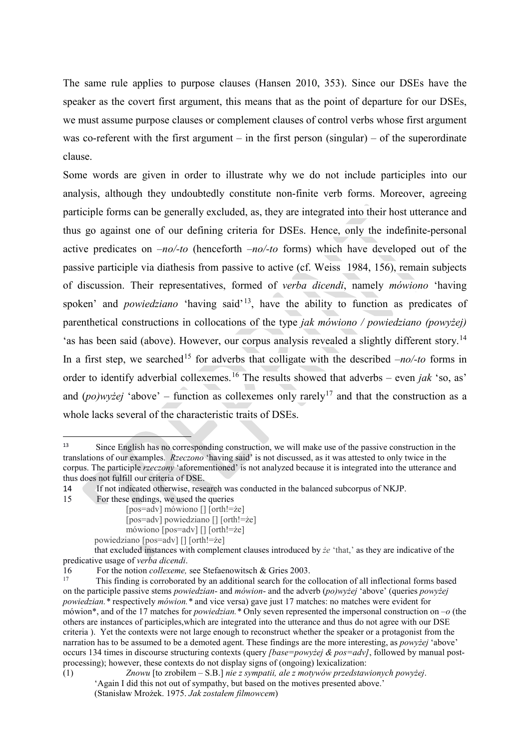The same rule applies to purpose clauses (Hansen 2010, 353). Since our DSEs have the speaker as the covert first argument, this means that as the point of departure for our DSEs, we must assume purpose clauses or complement clauses of control verbs whose first argument was co-referent with the first argument – in the first person (singular) – of the superordinate clause.

Some words are given in order to illustrate why we do not include participles into our analysis, although they undoubtedly constitute non-finite verb forms. Moreover, agreeing participle forms can be generally excluded, as, they are integrated into their host utterance and thus go against one of our defining criteria for DSEs. Hence, only the indefinite-personal active predicates on *–no/-to* (henceforth *–no/-to* forms) which have developed out of the passive participle via diathesis from passive to active (cf. Weiss 1984, 156), remain subjects of discussion. Their representatives, formed of *verba dicendi*, namely *mówiono* 'having spoken' and *powiedziano* 'having said'[13], have the ability to function as predicates of parenthetical constructions in collocations of the type *jak mówiono / powiedziano (powyżej)* 'as has been said (above). However, our corpus analysis revealed a slightly different story.[14] In a first step, we searched[15] for adverbs that colligate with the described *–no/-to* forms in order to identify adverbial collexemes.[16] The results showed that adverbs – even *jak* 'so, as' and *(po)wyżej* 'above' – function as collexemes only rarely[17] and that the construction as a whole lacks several of the characteristic traits of DSEs.

---

[13] Since English has no corresponding construction, we will make use of the passive construction in the translations of our examples. *Rzeczono* 'having said' is not discussed, as it was attested to only twice in the corpus. The participle *rzeczony* 'aforementioned' is not analyzed because it is integrated into the utterance and thus does not fulfill our criteria of DSE.

[14] If not indicated otherwise, research was conducted in the balanced subcorpus of NKJP.

[15] For these endings, we used the queries

[pos=adv] mówiono [] [orth!=że]
[pos=adv] powiedziano [] [orth!=że]
mówiono [pos=adv] [] [orth!=że]
powiedziano [pos=adv] [] [orth!=że]

that excluded instances with complement clauses introduced by *że* 'that,' as they are indicative of the predicative usage of *verba dicendi*.

[16] For the notion *collexeme,* see Stefaenowitsch & Gries 2003.

[17] This finding is corroborated by an additional search for the collocation of all inflectional forms based on the participle passive stems *powiedzian-* and *mówion-* and the adverb (*po*)*wyżej* 'above' (queries *powyżej powiedzian.** respectively *mówion.** and vice versa) gave just 17 matches: no matches were evident for mówion*, and of the 17 matches for *powiedzian.** Only seven represented the impersonal construction on *–o* (the others are instances of participles,which are integrated into the utterance and thus do not agree with our DSE criteria ). Yet the contexts were not large enough to reconstruct whether the speaker or a protagonist from the narration has to be assumed to be a demoted agent. These findings are the more interesting, as *powyżej* 'above' occurs 134 times in discourse structuring contexts (query *[base=powyżej & pos=adv]*, followed by manual post-processing); however, these contexts do not display signs of (ongoing) lexicalization:

(1) *Znowu* [to zrobiłem – S.B.] *nie z sympatii, ale z motywów przedstawionych powyżej*.
'Again I did this not out of sympathy, but based on the motives presented above.'
(Stanisław Mrożek. 1975. *Jak zostałem filmowcem*)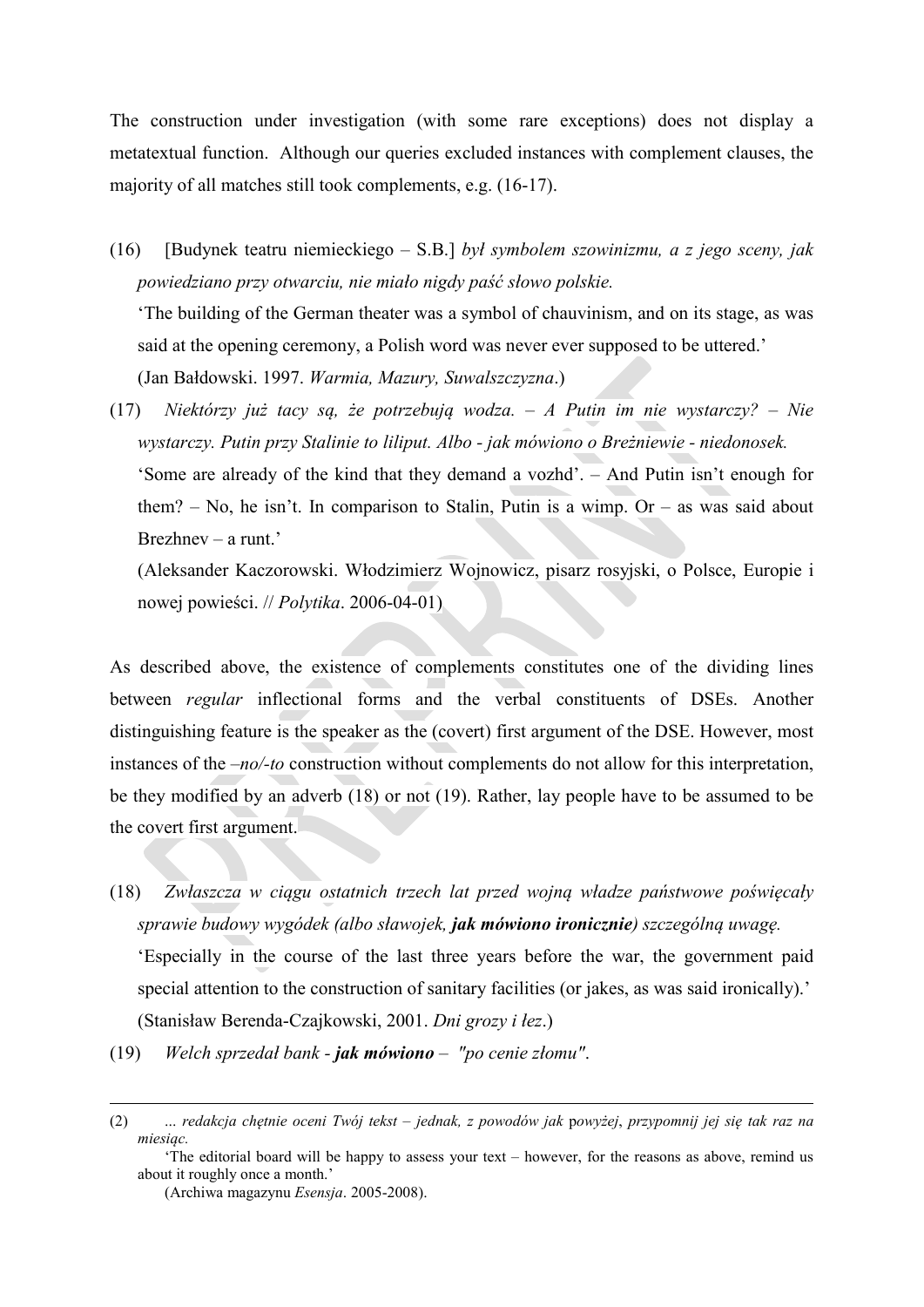The construction under investigation (with some rare exceptions) does not display a metatextual function. Although our queries excluded instances with complement clauses, the majority of all matches still took complements, e.g. (16-17).

(16) [Budynek teatru niemieckiego – S.B.] *był symbolem szowinizmu, a z jego sceny, jak powiedziano przy otwarciu, nie miało nigdy paść słowo polskie.*
'The building of the German theater was a symbol of chauvinism, and on its stage, as was said at the opening ceremony, a Polish word was never ever supposed to be uttered.'
(Jan Bałdowski. 1997. *Warmia, Mazury, Suwalszczyzna*.)

(17) *Niektórzy już tacy są, że potrzebują wodza. – A Putin im nie wystarczy? – Nie wystarczy. Putin przy Stalinie to liliput. Albo - jak mówiono o Breżniewie - niedonosek.*
'Some are already of the kind that they demand a vozhd'. – And Putin isn't enough for them? – No, he isn't. In comparison to Stalin, Putin is a wimp. Or – as was said about Brezhnev – a runt.'
(Aleksander Kaczorowski. Włodzimierz Wojnowicz, pisarz rosyjski, o Polsce, Europie i nowej powieści. // *Polytika*. 2006-04-01)

As described above, the existence of complements constitutes one of the dividing lines between *regular* inflectional forms and the verbal constituents of DSEs. Another distinguishing feature is the speaker as the (covert) first argument of the DSE. However, most instances of the *–no/-to* construction without complements do not allow for this interpretation, be they modified by an adverb (18) or not (19). Rather, lay people have to be assumed to be the covert first argument.

(18) *Zwłaszcza w ciągu ostatnich trzech lat przed wojną władze państwowe poświęcały sprawie budowy wygódek (albo sławojek,* ***jak mówiono ironicznie****) szczególną uwagę.*
'Especially in the course of the last three years before the war, the government paid special attention to the construction of sanitary facilities (or jakes, as was said ironically).'
(Stanisław Berenda-Czajkowski, 2001. *Dni grozy i łez*.)

(19) *Welch sprzedał bank -* ***jak mówiono*** *– "po cenie złomu".*

---

(2) *... redakcja chętnie oceni Twój tekst – jednak, z powodów jak powyżej, przypomnij jej się tak raz na miesiąc.*
'The editorial board will be happy to assess your text – however, for the reasons as above, remind us about it roughly once a month.'
(Archiwa magazynu *Esensja*. 2005-2008).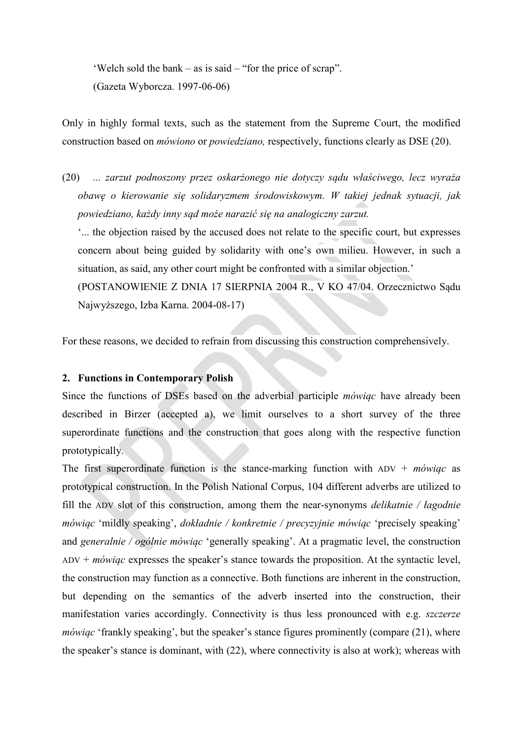'Welch sold the bank – as is said – "for the price of scrap".
(Gazeta Wyborcza. 1997-06-06)

Only in highly formal texts, such as the statement from the Supreme Court, the modified construction based on *mówiono* or *powiedziano,* respectively, functions clearly as DSE (20).

(20) *... zarzut podnoszony przez oskarżonego nie dotyczy sądu właściwego, lecz wyraża obawę o kierowanie się solidaryzmem środowiskowym. W takiej jednak sytuacji, jak powiedziano, każdy inny sąd może narazić się na analogiczny zarzut.*
'... the objection raised by the accused does not relate to the specific court, but expresses concern about being guided by solidarity with one's own milieu. However, in such a situation, as said, any other court might be confronted with a similar objection.'
(POSTANOWIENIE Z DNIA 17 SIERPNIA 2004 R., V KO 47/04. Orzecznictwo Sądu Najwyższego, Izba Karna. 2004-08-17)

For these reasons, we decided to refrain from discussing this construction comprehensively.

## 2. Functions in Contemporary Polish

Since the functions of DSEs based on the adverbial participle *mówiąc* have already been described in Birzer (accepted a), we limit ourselves to a short survey of the three superordinate functions and the construction that goes along with the respective function prototypically.

The first superordinate function is the stance-marking function with ADV + *mówiąc* as prototypical construction. In the Polish National Corpus, 104 different adverbs are utilized to fill the ADV slot of this construction, among them the near-synonyms *delikatnie / łagodnie mówiąc* 'mildly speaking', *dokładnie / konkretnie / precyzyjnie mówiąc* 'precisely speaking' and *generalnie / ogólnie mówiąc* 'generally speaking'. At a pragmatic level, the construction ADV + *mówiąc* expresses the speaker's stance towards the proposition. At the syntactic level, the construction may function as a connective. Both functions are inherent in the construction, but depending on the semantics of the adverb inserted into the construction, their manifestation varies accordingly. Connectivity is thus less pronounced with e.g. *szczerze mówiąc* 'frankly speaking', but the speaker's stance figures prominently (compare (21), where the speaker's stance is dominant, with (22), where connectivity is also at work); whereas with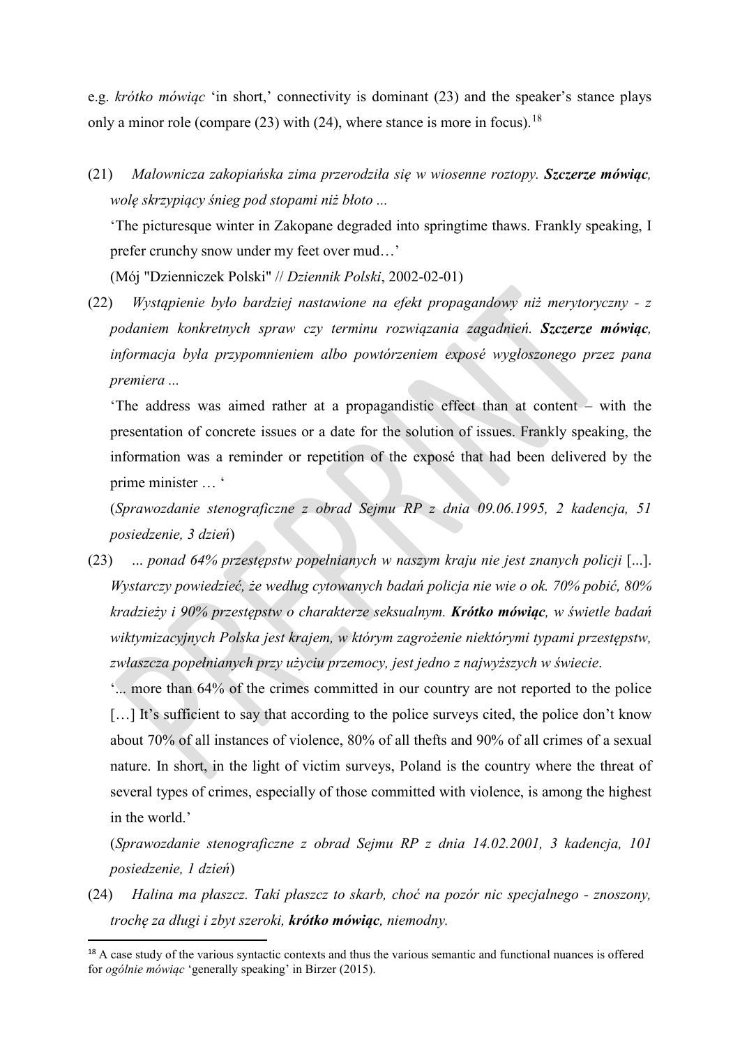e.g. *krótko mówiąc* 'in short,' connectivity is dominant (23) and the speaker's stance plays only a minor role (compare (23) with (24), where stance is more in focus).[18]

(21) *Malownicza zakopiańska zima przerodziła się w wiosenne roztopy. **Szczerze mówiąc**, wolę skrzypiący śnieg pod stopami niż błoto ...*

'The picturesque winter in Zakopane degraded into springtime thaws. Frankly speaking, I prefer crunchy snow under my feet over mud…'

(Mój "Dzienniczek Polski" // *Dziennik Polski*, 2002-02-01)

(22) *Wystąpienie było bardziej nastawione na efekt propagandowy niż merytoryczny - z podaniem konkretnych spraw czy terminu rozwiązania zagadnień. **Szczerze mówiąc**, informacja była przypomnieniem albo powtórzeniem exposé wygłoszonego przez pana premiera ...*

'The address was aimed rather at a propagandistic effect than at content – with the presentation of concrete issues or a date for the solution of issues. Frankly speaking, the information was a reminder or repetition of the exposé that had been delivered by the prime minister … '

(*Sprawozdanie stenograficzne z obrad Sejmu RP z dnia 09.06.1995, 2 kadencja, 51 posiedzenie, 3 dzień*)

(23) *... ponad 64% przestępstw popełnianych w naszym kraju nie jest znanych policji* [...]. *Wystarczy powiedzieć, że według cytowanych badań policja nie wie o ok. 70% pobić, 80% kradzieży i 90% przestępstw o charakterze seksualnym. **Krótko mówiąc**, w świetle badań wiktymizacyjnych Polska jest krajem, w którym zagrożenie niektórymi typami przestępstw, zwłaszcza popełnianych przy użyciu przemocy, jest jedno z najwyższych w świecie*.

'... more than 64% of the crimes committed in our country are not reported to the police […] It's sufficient to say that according to the police surveys cited, the police don't know about 70% of all instances of violence, 80% of all thefts and 90% of all crimes of a sexual nature. In short, in the light of victim surveys, Poland is the country where the threat of several types of crimes, especially of those committed with violence, is among the highest in the world.'

(*Sprawozdanie stenograficzne z obrad Sejmu RP z dnia 14.02.2001, 3 kadencja, 101 posiedzenie, 1 dzień*)

(24) *Halina ma płaszcz. Taki płaszcz to skarb, choć na pozór nic specjalnego - znoszony, trochę za długi i zbyt szeroki, **krótko mówiąc**, niemodny.*

---

[18] A case study of the various syntactic contexts and thus the various semantic and functional nuances is offered for *ogólnie mówiąc* 'generally speaking' in Birzer (2015).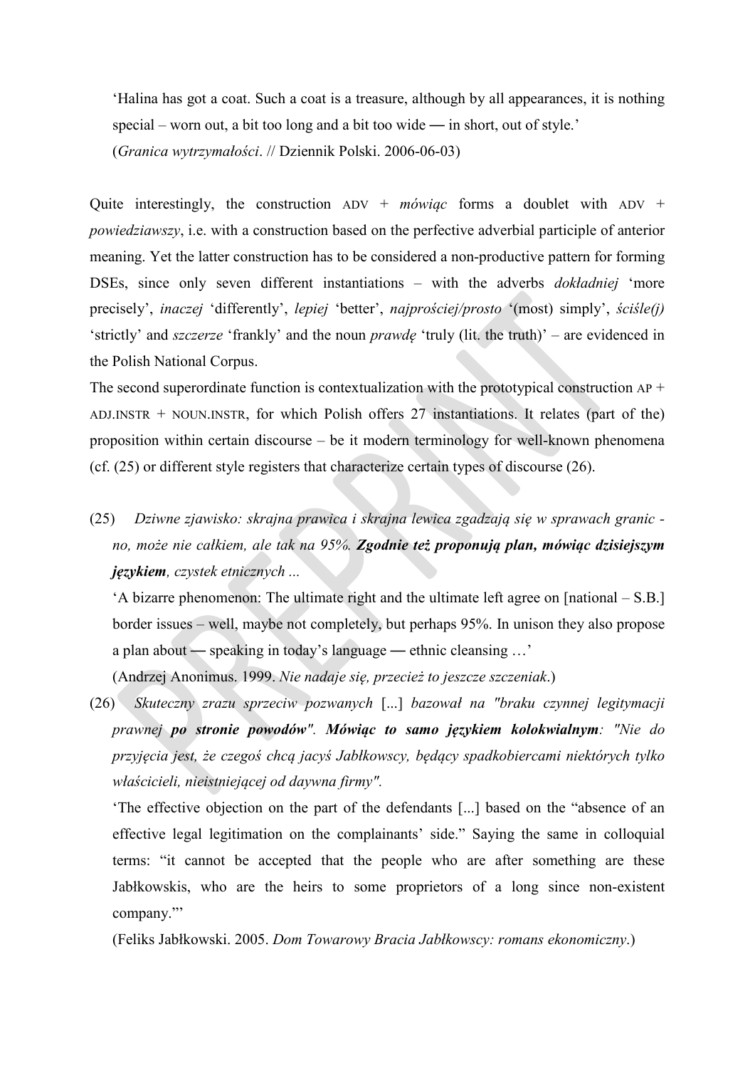'Halina has got a coat. Such a coat is a treasure, although by all appearances, it is nothing special – worn out, a bit too long and a bit too wide — in short, out of style.'
(*Granica wytrzymałości*. // Dziennik Polski. 2006-06-03)

Quite interestingly, the construction ADV + *mówiąc* forms a doublet with ADV + *powiedziawszy*, i.e. with a construction based on the perfective adverbial participle of anterior meaning. Yet the latter construction has to be considered a non-productive pattern for forming DSEs, since only seven different instantiations – with the adverbs *dokładniej* 'more precisely', *inaczej* 'differently', *lepiej* 'better', *najprościej/prosto* '(most) simply', *ściśle(j)* 'strictly' and *szczerze* 'frankly' and the noun *prawdę* 'truly (lit. the truth)' – are evidenced in the Polish National Corpus.
The second superordinate function is contextualization with the prototypical construction AP + ADJ.INSTR + NOUN.INSTR, for which Polish offers 27 instantiations. It relates (part of the) proposition within certain discourse – be it modern terminology for well-known phenomena (cf. (25) or different style registers that characterize certain types of discourse (26).

(25) *Dziwne zjawisko: skrajna prawica i skrajna lewica zgadzają się w sprawach granic - no, może nie całkiem, ale tak na 95%.* ***Zgodnie też proponują plan, mówiąc dzisiejszym językiem****, czystek etnicznych ...*

'A bizarre phenomenon: The ultimate right and the ultimate left agree on [national – S.B.] border issues – well, maybe not completely, but perhaps 95%. In unison they also propose a plan about — speaking in today's language — ethnic cleansing …'

(Andrzej Anonimus. 1999. *Nie nadaje się, przecież to jeszcze szczeniak*.)

(26) *Skuteczny zrazu sprzeciw pozwanych* [...] *bazował na "braku czynnej legitymacji prawnej* ***po stronie powodów"****.* ***Mówiąc to samo językiem kolokwialnym****: "Nie do przyjęcia jest, że czegoś chcą jacyś Jabłkowscy, będący spadkobiercami niektórych tylko właścicieli, nieistniejącej od daywna firmy".*

'The effective objection on the part of the defendants [...] based on the "absence of an effective legal legitimation on the complainants' side." Saying the same in colloquial terms: "it cannot be accepted that the people who are after something are these Jabłkowskis, who are the heirs to some proprietors of a long since non-existent company."'

(Feliks Jabłkowski. 2005. *Dom Towarowy Bracia Jabłkowscy: romans ekonomiczny*.)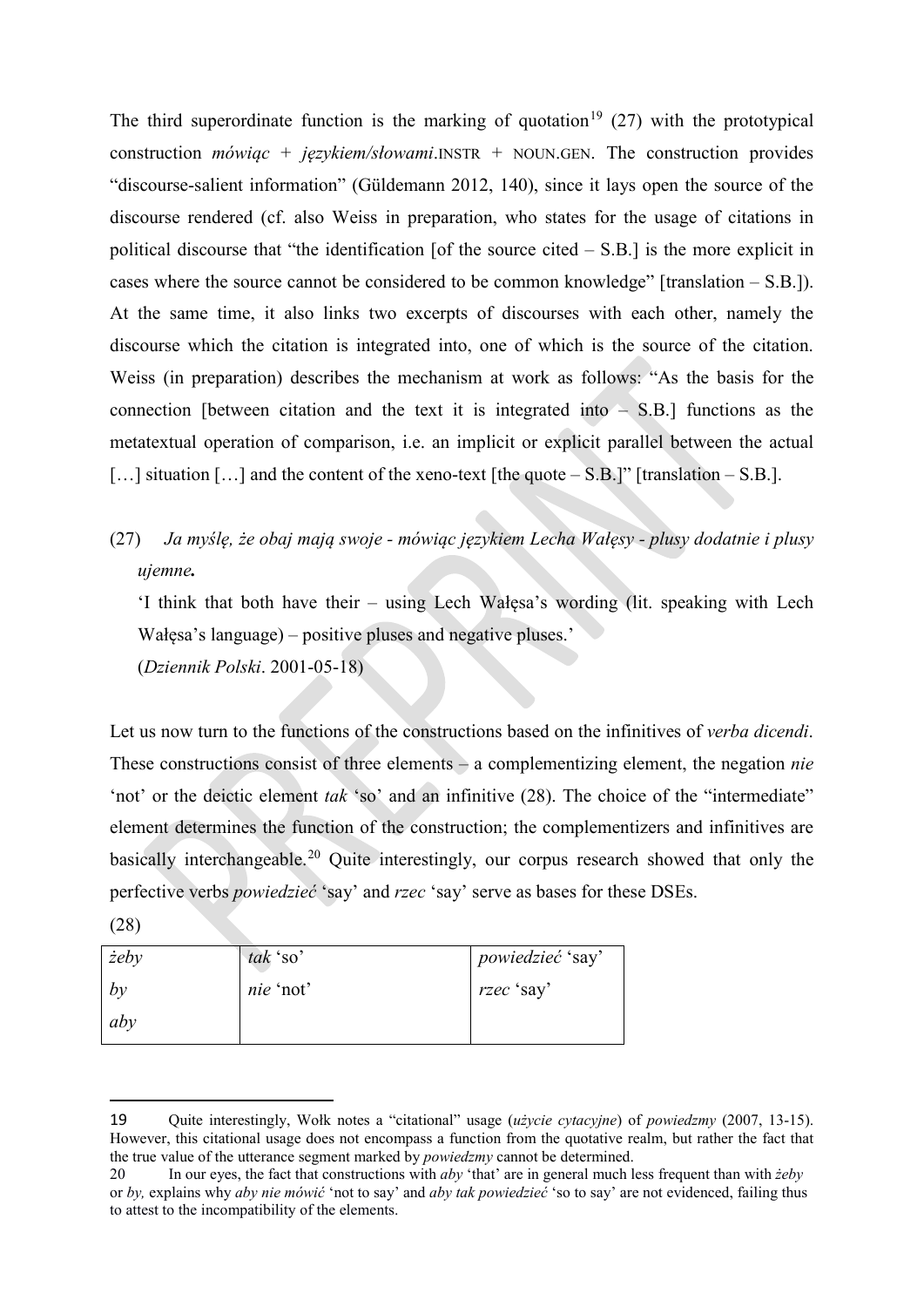The third superordinate function is the marking of quotation[19] (27) with the prototypical construction *mówiąc* + *językiem/słowami*.INSTR + NOUN.GEN. The construction provides "discourse-salient information" (Güldemann 2012, 140), since it lays open the source of the discourse rendered (cf. also Weiss in preparation, who states for the usage of citations in political discourse that "the identification [of the source cited – S.B.] is the more explicit in cases where the source cannot be considered to be common knowledge" [translation – S.B.]). At the same time, it also links two excerpts of discourses with each other, namely the discourse which the citation is integrated into, one of which is the source of the citation. Weiss (in preparation) describes the mechanism at work as follows: "As the basis for the connection [between citation and the text it is integrated into – S.B.] functions as the metatextual operation of comparison, i.e. an implicit or explicit parallel between the actual […] situation […] and the content of the xeno-text [the quote – S.B.]" [translation – S.B.].

(27) *Ja myślę, że obaj mają swoje - mówiąc językiem Lecha Wałęsy - plusy dodatnie i plusy ujemne.*

'I think that both have their – using Lech Wałęsa's wording (lit. speaking with Lech Wałęsa's language) – positive pluses and negative pluses.'

(*Dziennik Polski*. 2001-05-18)

Let us now turn to the functions of the constructions based on the infinitives of *verba dicendi*. These constructions consist of three elements – a complementizing element, the negation *nie* 'not' or the deictic element *tak* 'so' and an infinitive (28). The choice of the "intermediate" element determines the function of the construction; the complementizers and infinitives are basically interchangeable.[20] Quite interestingly, our corpus research showed that only the perfective verbs *powiedzieć* 'say' and *rzec* 'say' serve as bases for these DSEs.

(28)

| *żeby* | *tak* 'so' | *powiedzieć* 'say' |
|---|---|---|
| *by* | *nie* 'not' | *rzec* 'say' |
| *aby* | | |

---

19 Quite interestingly, Wołk notes a "citational" usage (*użycie cytacyjne*) of *powiedzmy* (2007, 13-15). However, this citational usage does not encompass a function from the quotative realm, but rather the fact that the true value of the utterance segment marked by *powiedzmy* cannot be determined.

20 In our eyes, the fact that constructions with *aby* 'that' are in general much less frequent than with *żeby* or *by,* explains why *aby nie mówić* 'not to say' and *aby tak powiedzieć* 'so to say' are not evidenced, failing thus to attest to the incompatibility of the elements.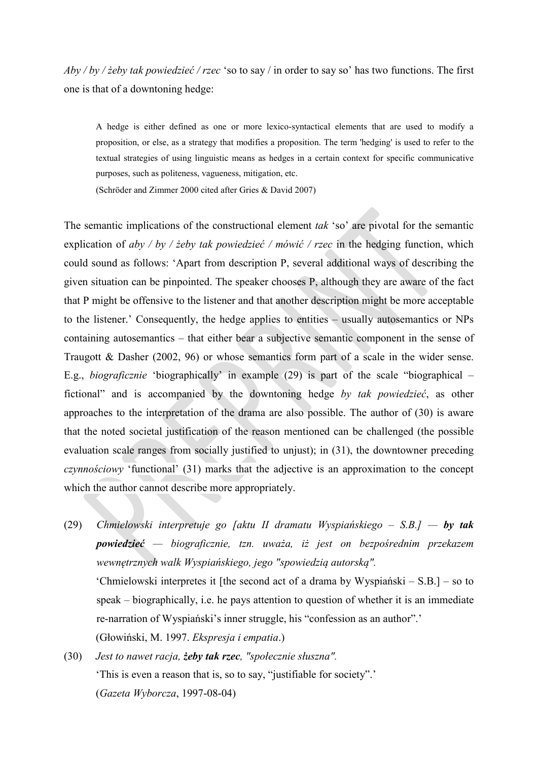*Aby / by / żeby tak powiedzieć / rzec* 'so to say / in order to say so' has two functions. The first one is that of a downtoning hedge:

> A hedge is either defined as one or more lexico-syntactical elements that are used to modify a proposition, or else, as a strategy that modifies a proposition. The term 'hedging' is used to refer to the textual strategies of using linguistic means as hedges in a certain context for specific communicative purposes, such as politeness, vagueness, mitigation, etc.
>
> (Schröder and Zimmer 2000 cited after Gries & David 2007)

The semantic implications of the constructional element *tak* 'so' are pivotal for the semantic explication of *aby / by / żeby tak powiedzieć / mówić / rzec* in the hedging function, which could sound as follows: 'Apart from description P, several additional ways of describing the given situation can be pinpointed. The speaker chooses P, although they are aware of the fact that P might be offensive to the listener and that another description might be more acceptable to the listener.' Consequently, the hedge applies to entities – usually autosemantics or NPs containing autosemantics – that either bear a subjective semantic component in the sense of Traugott & Dasher (2002, 96) or whose semantics form part of a scale in the wider sense. E.g., *biograficznie* 'biographically' in example (29) is part of the scale "biographical – fictional" and is accompanied by the downtoning hedge *by tak powiedzieć*, as other approaches to the interpretation of the drama are also possible. The author of (30) is aware that the noted societal justification of the reason mentioned can be challenged (the possible evaluation scale ranges from socially justified to unjust); in (31), the downtowner preceding *czynnościowy* 'functional' (31) marks that the adjective is an approximation to the concept which the author cannot describe more appropriately.

(29) *Chmielowski interpretuje go [aktu II dramatu Wyspiańskiego – S.B.] —* ***by tak powiedzieć*** *— biograficznie, tzn. uważa, iż jest on bezpośrednim przekazem wewnętrznych walk Wyspiańskiego, jego "spowiedzią autorską".*
'Chmielowski interpretes it [the second act of a drama by Wyspiański – S.B.] – so to speak – biographically, i.e. he pays attention to question of whether it is an immediate re-narration of Wyspiański's inner struggle, his "confession as an author".'
(Głowiński, M. 1997. *Ekspresja i empatia*.)

(30) *Jest to nawet racja,* ***żeby tak rzec****, "społecznie słuszna".*
'This is even a reason that is, so to say, "justifiable for society".'
(*Gazeta Wyborcza*, 1997-08-04)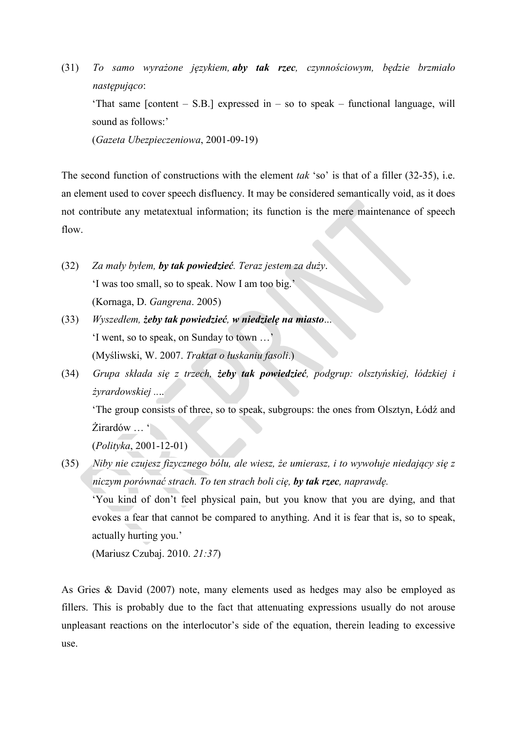(31) *To samo wyrażone językiem, **aby tak rzec**, czynnościowym, będzie brzmiało następująco*:
'That same [content – S.B.] expressed in – so to speak – functional language, will sound as follows:'
(*Gazeta Ubezpieczeniowa*, 2001-09-19)

The second function of constructions with the element *tak* 'so' is that of a filler (32-35), i.e. an element used to cover speech disfluency. It may be considered semantically void, as it does not contribute any metatextual information; its function is the mere maintenance of speech flow.

(32) *Za mały byłem, **by tak powiedzieć**. Teraz jestem za duży*.
'I was too small, so to speak. Now I am too big.'
(Kornaga, D. *Gangrena*. 2005)

(33) *Wyszedłem, **żeby tak powiedzieć**, **w niedzielę na miasto**...*
'I went, so to speak, on Sunday to town …'
(Myśliwski, W. 2007. *Traktat o łuskaniu fasoli*.)

(34) *Grupa składa się z trzech, **żeby tak powiedzieć**, podgrup: olsztyńskiej, łódzkiej i żyrardowskiej ….*
'The group consists of three, so to speak, subgroups: the ones from Olsztyn, Łódź and Żirardów … '
(*Polityka*, 2001-12-01)

(35) *Niby nie czujesz fizycznego bólu, ale wiesz, że umierasz, i to wywołuje niedający się z niczym porównać strach. To ten strach boli cię, **by tak rzec**, naprawdę.*
'You kind of don't feel physical pain, but you know that you are dying, and that evokes a fear that cannot be compared to anything. And it is fear that is, so to speak, actually hurting you.'
(Mariusz Czubaj. 2010. *21:37*)

As Gries & David (2007) note, many elements used as hedges may also be employed as fillers. This is probably due to the fact that attenuating expressions usually do not arouse unpleasant reactions on the interlocutor's side of the equation, therein leading to excessive use.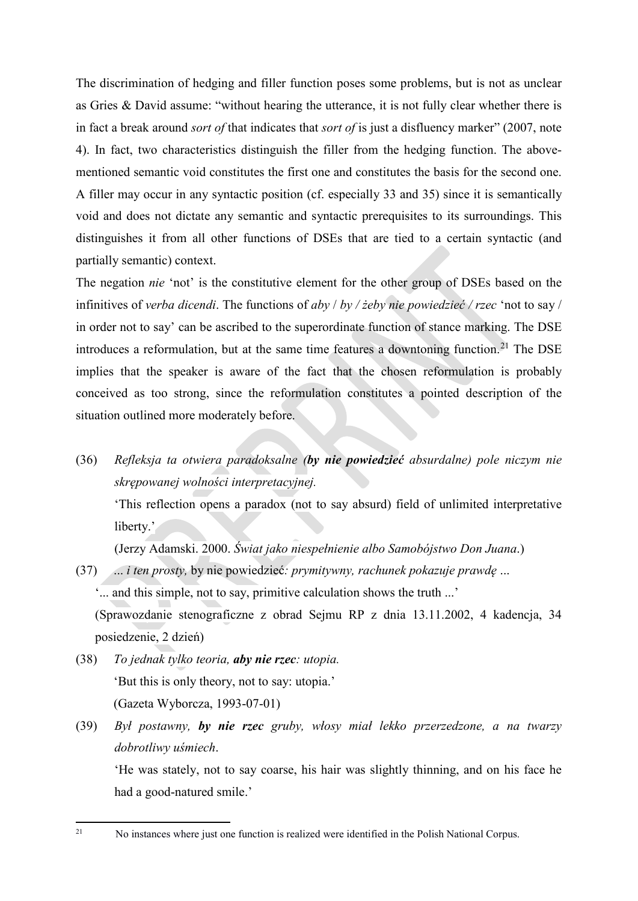The discrimination of hedging and filler function poses some problems, but is not as unclear as Gries & David assume: "without hearing the utterance, it is not fully clear whether there is in fact a break around *sort of* that indicates that *sort of* is just a disfluency marker" (2007, note 4). In fact, two characteristics distinguish the filler from the hedging function. The above-mentioned semantic void constitutes the first one and constitutes the basis for the second one. A filler may occur in any syntactic position (cf. especially 33 and 35) since it is semantically void and does not dictate any semantic and syntactic prerequisites to its surroundings. This distinguishes it from all other functions of DSEs that are tied to a certain syntactic (and partially semantic) context.

The negation *nie* 'not' is the constitutive element for the other group of DSEs based on the infinitives of *verba dicendi*. The functions of *aby* / *by / żeby nie powiedzieć / rzec* 'not to say / in order not to say' can be ascribed to the superordinate function of stance marking. The DSE introduces a reformulation, but at the same time features a downtoning function.[21] The DSE implies that the speaker is aware of the fact that the chosen reformulation is probably conceived as too strong, since the reformulation constitutes a pointed description of the situation outlined more moderately before.

(36) *Refleksja ta otwiera paradoksalne (**by nie powiedzieć** absurdalne) pole niczym nie skrępowanej wolności interpretacyjnej.*
'This reflection opens a paradox (not to say absurd) field of unlimited interpretative liberty.'
(Jerzy Adamski. 2000. *Świat jako niespełnienie albo Samobójstwo Don Juana*.)

(37) *... i ten prosty,* by nie powiedzieć*: prymitywny, rachunek pokazuje prawdę ...*
'... and this simple, not to say, primitive calculation shows the truth ...'
(Sprawozdanie stenograficzne z obrad Sejmu RP z dnia 13.11.2002, 4 kadencja, 34 posiedzenie, 2 dzień)

(38) *To jednak tylko teoria, **aby nie rzec**: utopia.*
'But this is only theory, not to say: utopia.'
(Gazeta Wyborcza, 1993-07-01)

(39) *Był postawny, **by nie rzec** gruby, włosy miał lekko przerzedzone, a na twarzy dobrotliwy uśmiech*.
'He was stately, not to say coarse, his hair was slightly thinning, and on his face he had a good-natured smile.'

---

[21] No instances where just one function is realized were identified in the Polish National Corpus.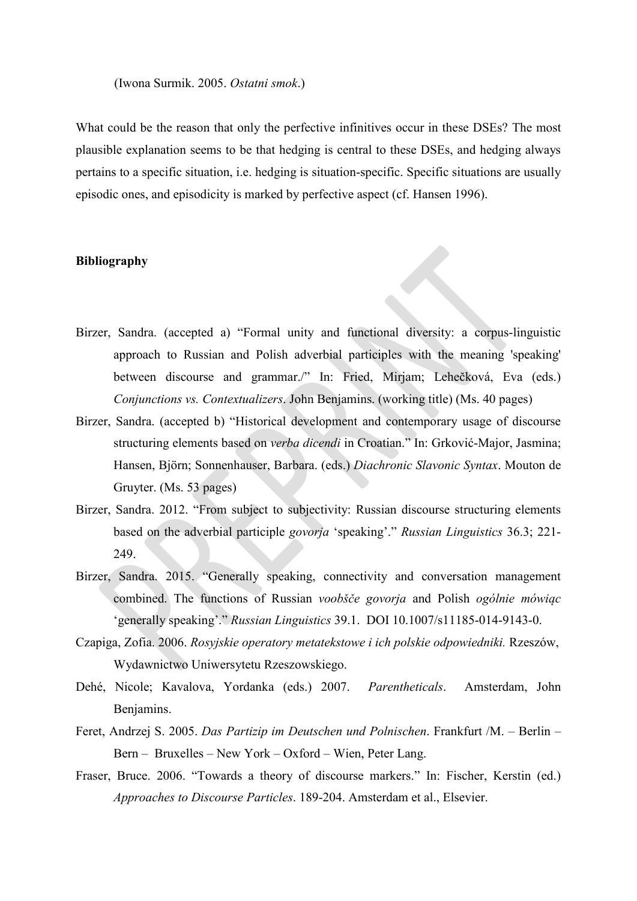(Iwona Surmik. 2005. *Ostatni smok*.)

What could be the reason that only the perfective infinitives occur in these DSEs? The most plausible explanation seems to be that hedging is central to these DSEs, and hedging always pertains to a specific situation, i.e. hedging is situation-specific. Specific situations are usually episodic ones, and episodicity is marked by perfective aspect (cf. Hansen 1996).

**Bibliography**

Birzer, Sandra. (accepted a) "Formal unity and functional diversity: a corpus-linguistic approach to Russian and Polish adverbial participles with the meaning 'speaking' between discourse and grammar./" In: Fried, Mirjam; Lehečková, Eva (eds.) *Conjunctions vs. Contextualizers*. John Benjamins. (working title) (Ms. 40 pages)

Birzer, Sandra. (accepted b) "Historical development and contemporary usage of discourse structuring elements based on *verba dicendi* in Croatian." In: Grković-Major, Jasmina; Hansen, Björn; Sonnenhauser, Barbara. (eds.) *Diachronic Slavonic Syntax*. Mouton de Gruyter. (Ms. 53 pages)

Birzer, Sandra. 2012. "From subject to subjectivity: Russian discourse structuring elements based on the adverbial participle *govorja* 'speaking'." *Russian Linguistics* 36.3; 221-249.

Birzer, Sandra. 2015. "Generally speaking, connectivity and conversation management combined. The functions of Russian *voobšče govorja* and Polish *ogólnie mówiąc* 'generally speaking'." *Russian Linguistics* 39.1. DOI 10.1007/s11185-014-9143-0.

Czapiga, Zofia. 2006. *Rosyjskie operatory metatekstowe i ich polskie odpowiedniki.* Rzeszów, Wydawnictwo Uniwersytetu Rzeszowskiego.

Dehé, Nicole; Kavalova, Yordanka (eds.) 2007. *Parentheticals*. Amsterdam, John Benjamins.

Feret, Andrzej S. 2005. *Das Partizip im Deutschen und Polnischen*. Frankfurt /M. – Berlin – Bern – Bruxelles – New York – Oxford – Wien, Peter Lang.

Fraser, Bruce. 2006. "Towards a theory of discourse markers." In: Fischer, Kerstin (ed.) *Approaches to Discourse Particles*. 189-204. Amsterdam et al., Elsevier.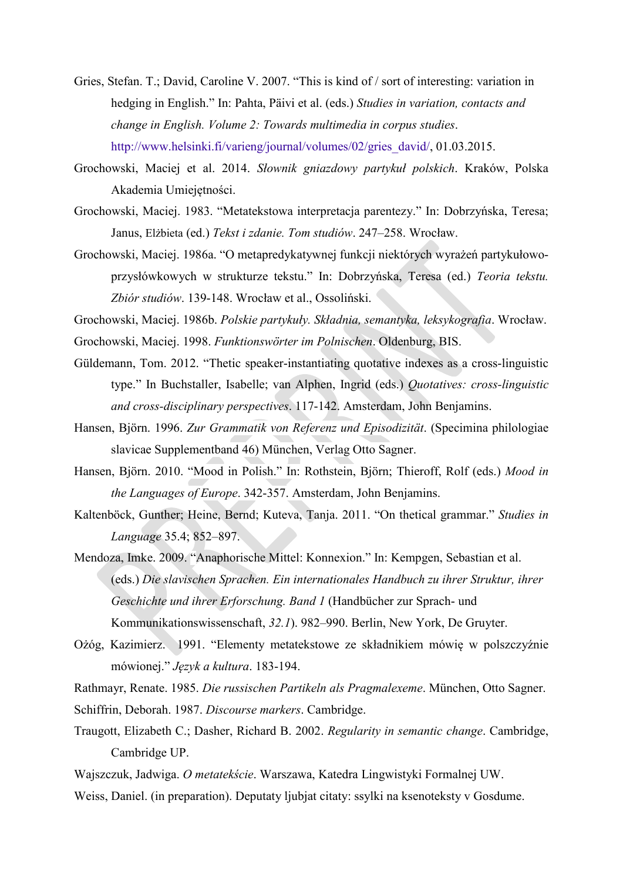Gries, Stefan. T.; David, Caroline V. 2007. "This is kind of / sort of interesting: variation in hedging in English." In: Pahta, Päivi et al. (eds.) *Studies in variation, contacts and change in English. Volume 2: Towards multimedia in corpus studies*. http://www.helsinki.fi/varieng/journal/volumes/02/gries_david/, 01.03.2015.

Grochowski, Maciej et al. 2014. *Słownik gniazdowy partykuł polskich*. Kraków, Polska Akademia Umiejętności.

Grochowski, Maciej. 1983. "Metatekstowa interpretacja parentezy." In: Dobrzyńska, Teresa; Janus, Elżbieta (ed.) *Tekst i zdanie. Tom studiów*. 247–258. Wrocław.

Grochowski, Maciej. 1986a. "O metapredykatywnej funkcji niektórych wyrażeń partykułowo-przysłówkowych w strukturze tekstu." In: Dobrzyńska, Teresa (ed.) *Teoria tekstu. Zbiór studiów*. 139-148. Wrocław et al., Ossoliński.

Grochowski, Maciej. 1986b. *Polskie partykuły. Składnia, semantyka, leksykografia*. Wrocław.

Grochowski, Maciej. 1998. *Funktionswörter im Polnischen*. Oldenburg, BIS.

Güldemann, Tom. 2012. "Thetic speaker-instantiating quotative indexes as a cross-linguistic type." In Buchstaller, Isabelle; van Alphen, Ingrid (eds.) *Quotatives: cross-linguistic and cross-disciplinary perspectives*. 117-142. Amsterdam, John Benjamins.

Hansen, Björn. 1996. *Zur Grammatik von Referenz und Episodizität*. (Specimina philologiae slavicae Supplementband 46) München, Verlag Otto Sagner.

Hansen, Björn. 2010. "Mood in Polish." In: Rothstein, Björn; Thieroff, Rolf (eds.) *Mood in the Languages of Europe*. 342-357. Amsterdam, John Benjamins.

Kaltenböck, Gunther; Heine, Bernd; Kuteva, Tanja. 2011. "On thetical grammar." *Studies in Language* 35.4; 852–897.

Mendoza, Imke. 2009. "Anaphorische Mittel: Konnexion." In: Kempgen, Sebastian et al. (eds.) *Die slavischen Sprachen. Ein internationales Handbuch zu ihrer Struktur, ihrer Geschichte und ihrer Erforschung. Band 1* (Handbücher zur Sprach- und Kommunikationswissenschaft, *32.1*). 982–990. Berlin, New York, De Gruyter.

Ożóg, Kazimierz. 1991. "Elementy metatekstowe ze składnikiem mówię w polszczyźnie mówionej." *Język a kultura*. 183-194.

Rathmayr, Renate. 1985. *Die russischen Partikeln als Pragmalexeme*. München, Otto Sagner.

Schiffrin, Deborah. 1987. *Discourse markers*. Cambridge.

Traugott, Elizabeth C.; Dasher, Richard B. 2002. *Regularity in semantic change*. Cambridge, Cambridge UP.

Wajszczuk, Jadwiga. *O metatekście*. Warszawa, Katedra Lingwistyki Formalnej UW.

Weiss, Daniel. (in preparation). Deputaty ljubjat citaty: ssylki na ksenoteksty v Gosdume.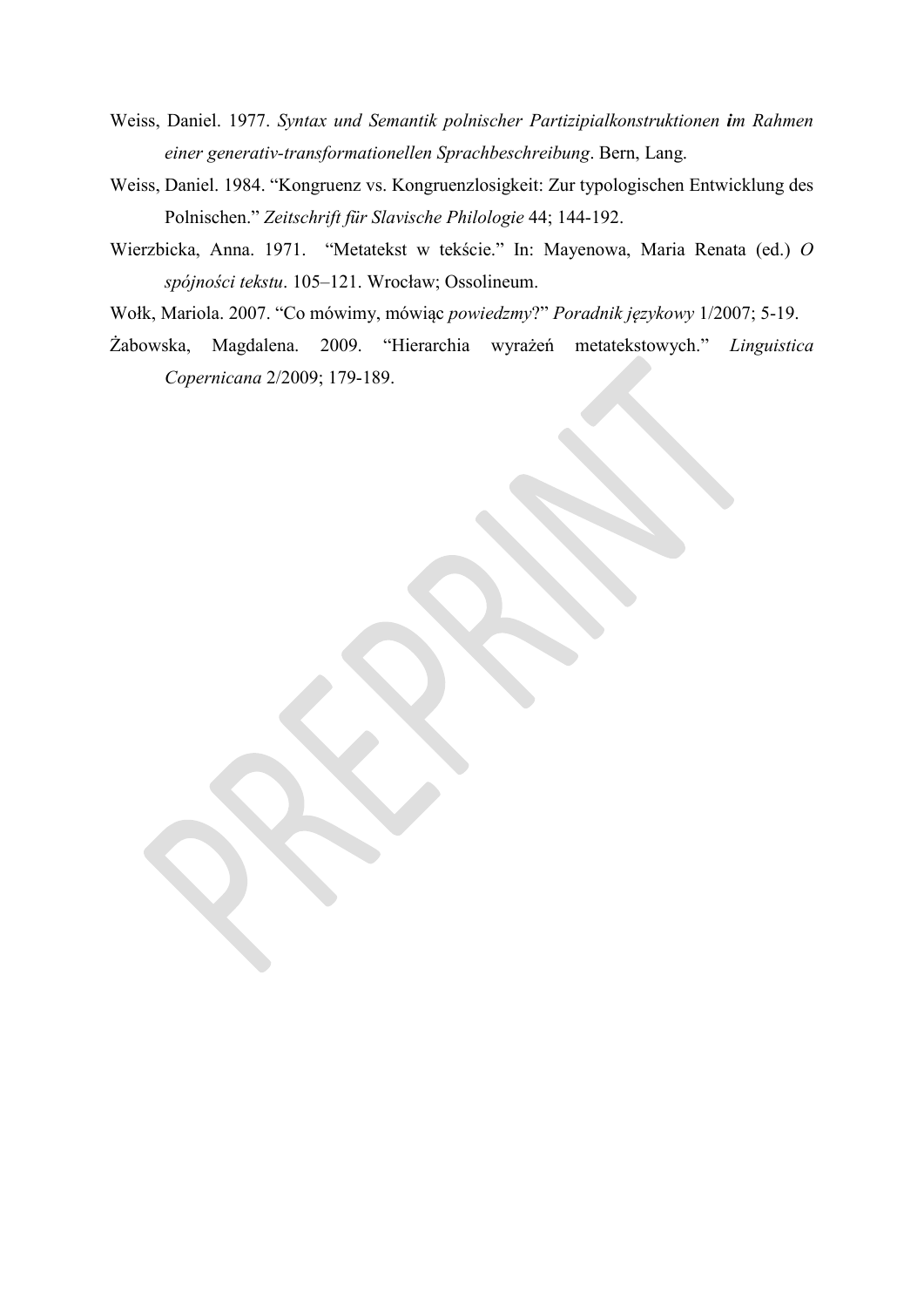Weiss, Daniel. 1977. *Syntax und Semantik polnischer Partizipialkonstruktionen* ***i****m Rahmen einer generativ-transformationellen Sprachbeschreibung*. Bern, Lang.

Weiss, Daniel. 1984. "Kongruenz vs. Kongruenzlosigkeit: Zur typologischen Entwicklung des Polnischen." *Zeitschrift für Slavische Philologie* 44; 144-192.

Wierzbicka, Anna. 1971. "Metatekst w tekście." In: Mayenowa, Maria Renata (ed.) *O spójności tekstu*. 105–121. Wrocław; Ossolineum.

Wołk, Mariola. 2007. "Co mówimy, mówiąc *powiedzmy*?" *Poradnik językowy* 1/2007; 5-19.

Żabowska, Magdalena. 2009. "Hierarchia wyrażeń metatekstowych." *Linguistica Copernicana* 2/2009; 179-189.